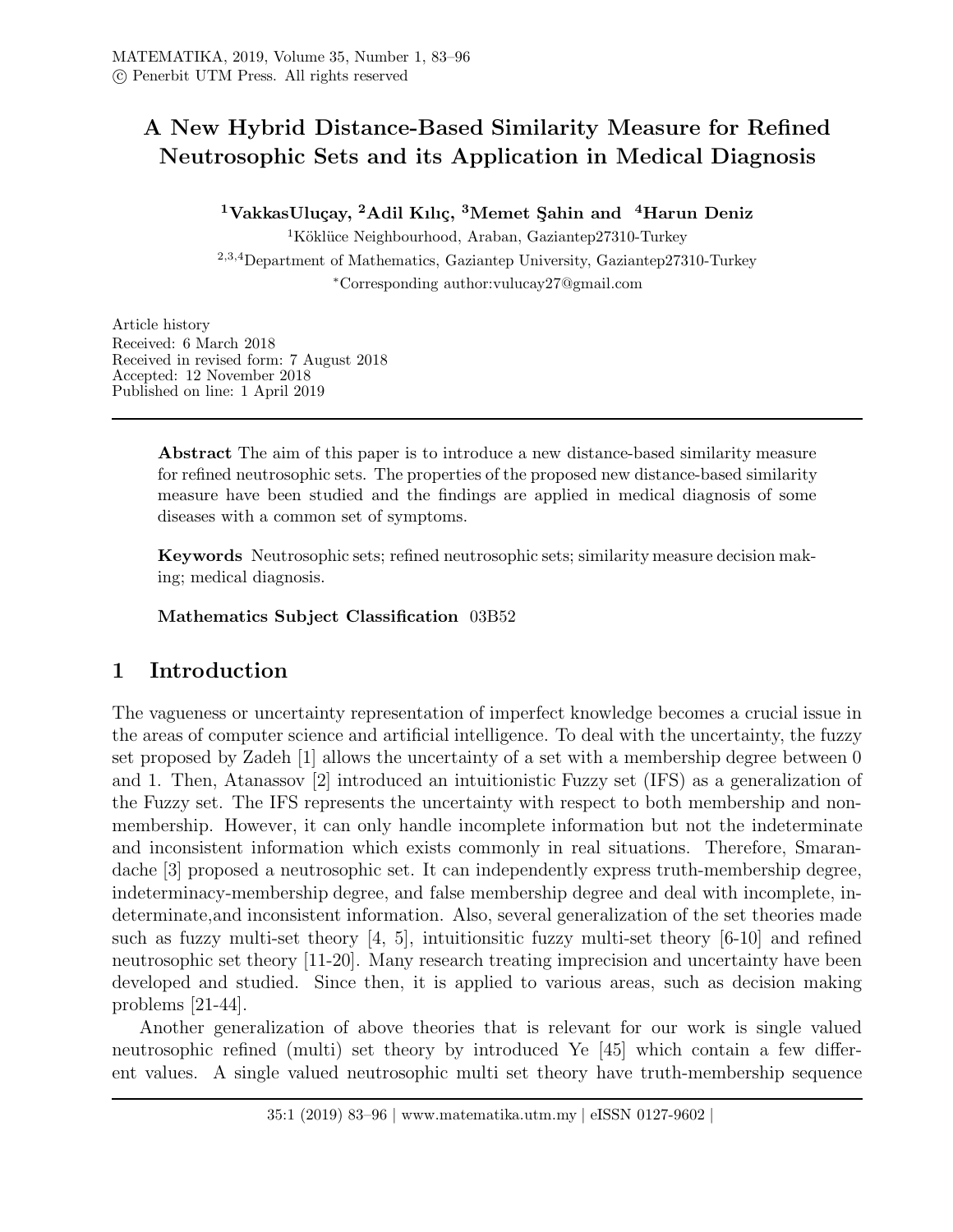# A New Hybrid Distance-Based Similarity Measure for Refined Neutrosophic Sets and its Application in Medical Diagnosis

[1]VakkasUluçay, [2]Adil Kılıç, [3]Memet Şahin and [4]Harun Deniz

[1]Köklüce Neighbourhood, Araban, Gaziantep27310-Turkey

[2,3,4]Department of Mathematics, Gaziantep University, Gaziantep27310-Turkey

*Corresponding author:vulucay27@gmail.com

Article history
Received: 6 March 2018
Received in revised form: 7 August 2018
Accepted: 12 November 2018
Published on line: 1 April 2019

**Abstract** The aim of this paper is to introduce a new distance-based similarity measure for refined neutrosophic sets. The properties of the proposed new distance-based similarity measure have been studied and the findings are applied in medical diagnosis of some diseases with a common set of symptoms.

**Keywords** Neutrosophic sets; refined neutrosophic sets; similarity measure decision making; medical diagnosis.

**Mathematics Subject Classification** 03B52

## 1 Introduction

The vagueness or uncertainty representation of imperfect knowledge becomes a crucial issue in the areas of computer science and artificial intelligence. To deal with the uncertainty, the fuzzy set proposed by Zadeh [1] allows the uncertainty of a set with a membership degree between 0 and 1. Then, Atanassov [2] introduced an intuitionistic Fuzzy set (IFS) as a generalization of the Fuzzy set. The IFS represents the uncertainty with respect to both membership and non-membership. However, it can only handle incomplete information but not the indeterminate and inconsistent information which exists commonly in real situations. Therefore, Smarandache [3] proposed a neutrosophic set. It can independently express truth-membership degree, indeterminacy-membership degree, and false membership degree and deal with incomplete, indeterminate,and inconsistent information. Also, several generalization of the set theories made such as fuzzy multi-set theory [4, 5], intuitionsitic fuzzy multi-set theory [6-10] and refined neutrosophic set theory [11-20]. Many research treating imprecision and uncertainty have been developed and studied. Since then, it is applied to various areas, such as decision making problems [21-44].

Another generalization of above theories that is relevant for our work is single valued neutrosophic refined (multi) set theory by introduced Ye [45] which contain a few different values. A single valued neutrosophic multi set theory have truth-membership sequence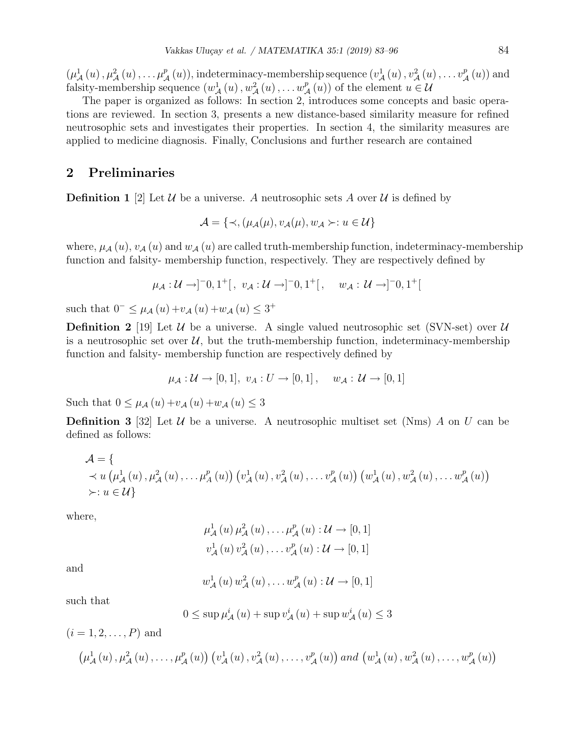$(\mu_{\mathcal{A}}^1(u), \mu_{\mathcal{A}}^2(u), \dots \mu_{\mathcal{A}}^p(u))$, indeterminacy-membership sequence $(v_{\mathcal{A}}^1(u), v_{\mathcal{A}}^2(u), \dots v_{\mathcal{A}}^p(u))$ and falsity-membership sequence $(w_{\mathcal{A}}^1(u), w_{\mathcal{A}}^2(u), \dots w_{\mathcal{A}}^p(u))$ of the element $u \in \mathcal{U}$

The paper is organized as follows: In section 2, introduces some concepts and basic operations are reviewed. In section 3, presents a new distance-based similarity measure for refined neutrosophic sets and investigates their properties. In section 4, the similarity measures are applied to medicine diagnosis. Finally, Conclusions and further research are contained

## 2 Preliminaries

**Definition 1** [2] Let $\mathcal{U}$ be a universe. $A$ neutrosophic sets $A$ over $\mathcal{U}$ is defined by

$$\mathcal{A} = \{\prec, (\mu_{\mathcal{A}}(\mu), v_{\mathcal{A}}(\mu), w_{\mathcal{A}} \succ: u \in \mathcal{U}\}$$

where, $\mu_{\mathcal{A}}(u)$, $v_{\mathcal{A}}(u)$ and $w_{\mathcal{A}}(u)$ are called truth-membership function, indeterminacy-membership function and falsity- membership function, respectively. They are respectively defined by

$$\mu_{\mathcal{A}} : \mathcal{U} \rightarrow ]^{-}0, 1^{+}[, \; v_{\mathcal{A}} : \mathcal{U} \rightarrow ]^{-}0, 1^{+}[, \quad w_{\mathcal{A}} : \mathcal{U} \rightarrow ]^{-}0, 1^{+}[$$

such that $0^{-} \leq \mu_{\mathcal{A}}(u) + v_{\mathcal{A}}(u) + w_{\mathcal{A}}(u) \leq 3^{+}$

**Definition 2** [19] Let $\mathcal{U}$ be a universe. A single valued neutrosophic set (SVN-set) over $\mathcal{U}$ is a neutrosophic set over $\mathcal{U}$, but the truth-membership function, indeterminacy-membership function and falsity- membership function are respectively defined by

$$\mu_{\mathcal{A}} : \mathcal{U} \rightarrow [0, 1], \; v_{A} : U \rightarrow [0, 1], \quad w_{\mathcal{A}} : \mathcal{U} \rightarrow [0, 1]$$

Such that $0 \leq \mu_{\mathcal{A}}(u) + v_{\mathcal{A}}(u) + w_{\mathcal{A}}(u) \leq 3$

**Definition 3** [32] Let $\mathcal{U}$ be a universe. A neutrosophic multiset set (Nms) $A$ on $U$ can be defined as follows:

$$\begin{aligned}
&\mathcal{A} = \{ \\
&\prec u \left(\mu_{\mathcal{A}}^1(u), \mu_{\mathcal{A}}^2(u), \dots \mu_{\mathcal{A}}^p(u)\right) \left(v_{\mathcal{A}}^1(u), v_{\mathcal{A}}^2(u), \dots v_{\mathcal{A}}^p(u)\right) \left(w_{\mathcal{A}}^1(u), w_{\mathcal{A}}^2(u), \dots w_{\mathcal{A}}^p(u)\right) \\
&\succ: u \in \mathcal{U}\}
\end{aligned}$$

where,

$$\mu_{\mathcal{A}}^1(u)\, \mu_{\mathcal{A}}^2(u), \dots \mu_{\mathcal{A}}^p(u) : \mathcal{U} \rightarrow [0, 1]$$
$$v_{\mathcal{A}}^1(u)\, v_{\mathcal{A}}^2(u), \dots v_{\mathcal{A}}^p(u) : \mathcal{U} \rightarrow [0, 1]$$

and

$$w_{\mathcal{A}}^1(u)\, w_{\mathcal{A}}^2(u), \dots w_{\mathcal{A}}^p(u) : \mathcal{U} \rightarrow [0, 1]$$

such that

$$0 \leq \sup \mu_{\mathcal{A}}^i(u) + \sup v_{\mathcal{A}}^i(u) + \sup w_{\mathcal{A}}^i(u) \leq 3$$

$(i = 1, 2, \dots, P)$ and

$$\left(\mu_{\mathcal{A}}^1(u), \mu_{\mathcal{A}}^2(u), \dots, \mu_{\mathcal{A}}^p(u)\right) \left(v_{\mathcal{A}}^1(u), v_{\mathcal{A}}^2(u), \dots, v_{\mathcal{A}}^p(u)\right) \, and \, \left(w_{\mathcal{A}}^1(u), w_{\mathcal{A}}^2(u), \dots, w_{\mathcal{A}}^p(u)\right)$$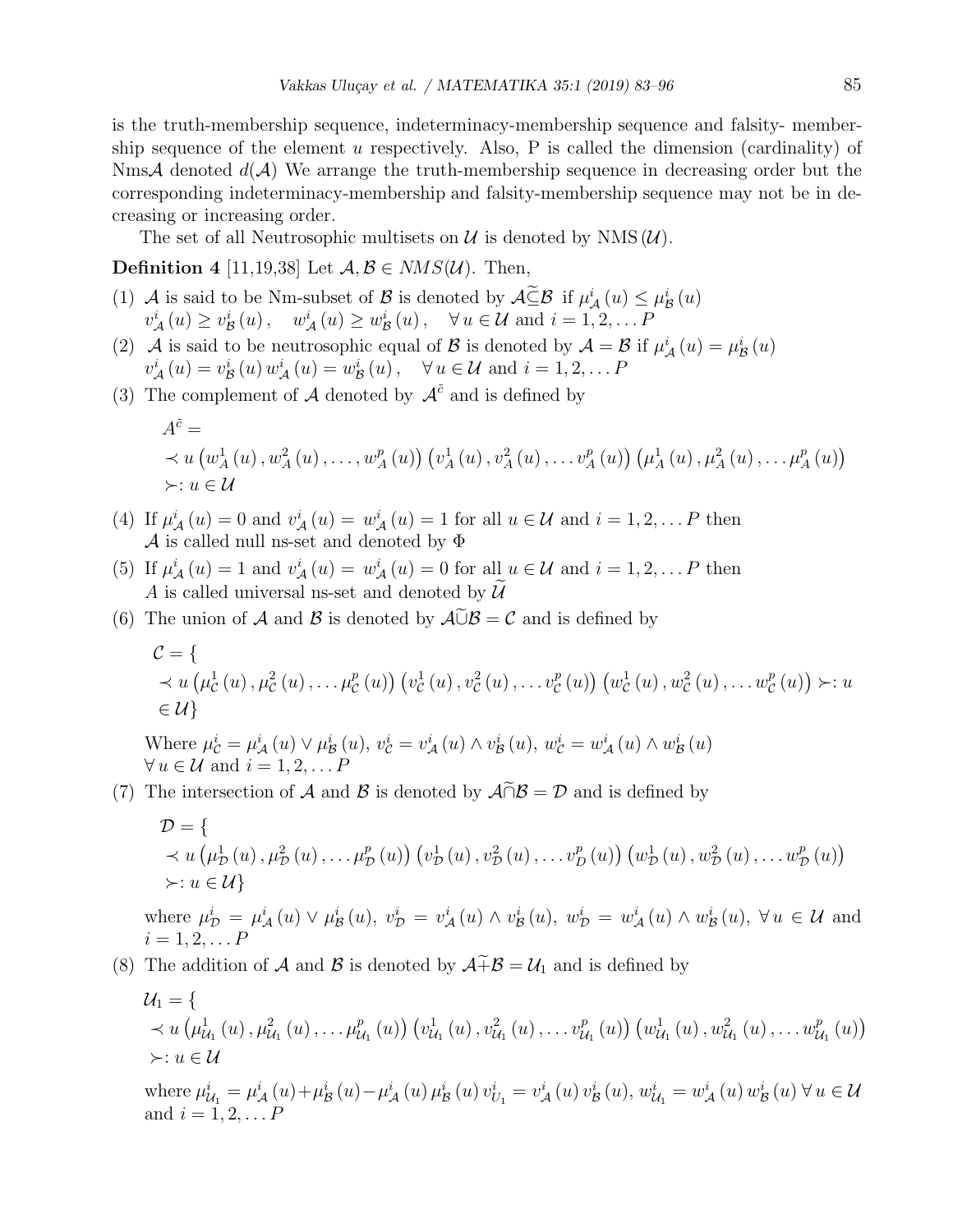is the truth-membership sequence, indeterminacy-membership sequence and falsity- membership sequence of the element $u$ respectively. Also, P is called the dimension (cardinality) of Nms$\mathcal{A}$ denoted $d(\mathcal{A})$ We arrange the truth-membership sequence in decreasing order but the corresponding indeterminacy-membership and falsity-membership sequence may not be in decreasing or increasing order.

The set of all Neutrosophic multisets on $\mathcal{U}$ is denoted by NMS$(\mathcal{U})$.

**Definition 4** [11,19,38] Let $\mathcal{A}, \mathcal{B} \in NMS(\mathcal{U})$. Then,

(1) $\mathcal{A}$ is said to be Nm-subset of $\mathcal{B}$ is denoted by $\mathcal{A} \widetilde{\subseteq} \mathcal{B}$ if $\mu^i_{\mathcal{A}}(u) \leq \mu^i_{\mathcal{B}}(u)$ $v^i_{\mathcal{A}}(u) \geq v^i_{\mathcal{B}}(u), \quad w^i_{\mathcal{A}}(u) \geq w^i_{\mathcal{B}}(u), \quad \forall u \in \mathcal{U}$ and $i = 1, 2, \dots P$

(2) $\mathcal{A}$ is said to be neutrosophic equal of $\mathcal{B}$ is denoted by $\mathcal{A} = \mathcal{B}$ if $\mu^i_{\mathcal{A}}(u) = \mu^i_{\mathcal{B}}(u)$ $v^i_{\mathcal{A}}(u) = v^i_{\mathcal{B}}(u)\, w^i_{\mathcal{A}}(u) = w^i_{\mathcal{B}}(u), \quad \forall u \in \mathcal{U}$ and $i = 1, 2, \dots P$

(3) The complement of $\mathcal{A}$ denoted by $\mathcal{A}^{\tilde{c}}$ and is defined by

$$A^{\tilde{c}} = \prec u \left(w^1_A(u), w^2_A(u), \dots, w^p_A(u)\right) \left(v^1_A(u), v^2_A(u), \dots v^p_A(u)\right) \left(\mu^1_A(u), \mu^2_A(u), \dots \mu^p_A(u)\right) \succ : u \in \mathcal{U}$$

(4) If $\mu^i_{\mathcal{A}}(u) = 0$ and $v^i_{\mathcal{A}}(u) = w^i_{\mathcal{A}}(u) = 1$ for all $u \in \mathcal{U}$ and $i = 1, 2, \dots P$ then $\mathcal{A}$ is called null ns-set and denoted by $\Phi$

(5) If $\mu^i_{\mathcal{A}}(u) = 1$ and $v^i_{\mathcal{A}}(u) = w^i_{\mathcal{A}}(u) = 0$ for all $u \in \mathcal{U}$ and $i = 1, 2, \dots P$ then $A$ is called universal ns-set and denoted by $\widetilde{\mathcal{U}}$

(6) The union of $\mathcal{A}$ and $\mathcal{B}$ is denoted by $\mathcal{A} \widetilde{\cup} \mathcal{B} = \mathcal{C}$ and is defined by

$$\mathcal{C} = \{ \prec u \left(\mu^1_{\mathcal{C}}(u), \mu^2_{\mathcal{C}}(u), \dots \mu^p_{\mathcal{C}}(u)\right) \left(v^1_{\mathcal{C}}(u), v^2_{\mathcal{C}}(u), \dots v^p_{\mathcal{C}}(u)\right) \left(w^1_{\mathcal{C}}(u), w^2_{\mathcal{C}}(u), \dots w^p_{\mathcal{C}}(u)\right) \succ : u \in \mathcal{U}\}$$

Where $\mu^i_{\mathcal{C}} = \mu^i_{\mathcal{A}}(u) \vee \mu^i_{\mathcal{B}}(u)$, $v^i_{\mathcal{C}} = v^i_{\mathcal{A}}(u) \wedge v^i_{\mathcal{B}}(u)$, $w^i_{\mathcal{C}} = w^i_{\mathcal{A}}(u) \wedge w^i_{\mathcal{B}}(u)$ $\forall u \in \mathcal{U}$ and $i = 1, 2, \dots P$

(7) The intersection of $\mathcal{A}$ and $\mathcal{B}$ is denoted by $\mathcal{A} \widetilde{\cap} \mathcal{B} = \mathcal{D}$ and is defined by

$$\mathcal{D} = \{ \prec u \left(\mu^1_{\mathcal{D}}(u), \mu^2_{\mathcal{D}}(u), \dots \mu^p_{\mathcal{D}}(u)\right) \left(v^1_{\mathcal{D}}(u), v^2_{\mathcal{D}}(u), \dots v^p_{D}(u)\right) \left(w^1_{\mathcal{D}}(u), w^2_{\mathcal{D}}(u), \dots w^p_{\mathcal{D}}(u)\right) \succ : u \in \mathcal{U}\}$$

where $\mu^i_{\mathcal{D}} = \mu^i_{\mathcal{A}}(u) \vee \mu^i_{\mathcal{B}}(u)$, $v^i_{\mathcal{D}} = v^i_{\mathcal{A}}(u) \wedge v^i_{\mathcal{B}}(u)$, $w^i_{\mathcal{D}} = w^i_{\mathcal{A}}(u) \wedge w^i_{\mathcal{B}}(u)$, $\forall u \in \mathcal{U}$ and $i = 1, 2, \dots P$

(8) The addition of $\mathcal{A}$ and $\mathcal{B}$ is denoted by $\mathcal{A} \widetilde{+} \mathcal{B} = \mathcal{U}_1$ and is defined by

$$\mathcal{U}_1 = \{ \prec u \left(\mu^1_{\mathcal{U}_1}(u), \mu^2_{\mathcal{U}_1}(u), \dots \mu^p_{\mathcal{U}_1}(u)\right) \left(v^1_{\mathcal{U}_1}(u), v^2_{\mathcal{U}_1}(u), \dots v^p_{\mathcal{U}_1}(u)\right) \left(w^1_{\mathcal{U}_1}(u), w^2_{\mathcal{U}_1}(u), \dots w^p_{\mathcal{U}_1}(u)\right) \succ : u \in \mathcal{U}$$

where $\mu^i_{\mathcal{U}_1} = \mu^i_{\mathcal{A}}(u) + \mu^i_{\mathcal{B}}(u) - \mu^i_{\mathcal{A}}(u)\, \mu^i_{\mathcal{B}}(u)$ $v^i_{U_1} = v^i_{\mathcal{A}}(u)\, v^i_{\mathcal{B}}(u)$, $w^i_{\mathcal{U}_1} = w^i_{\mathcal{A}}(u)\, w^i_{\mathcal{B}}(u)$ $\forall u \in \mathcal{U}$ and $i = 1, 2, \dots P$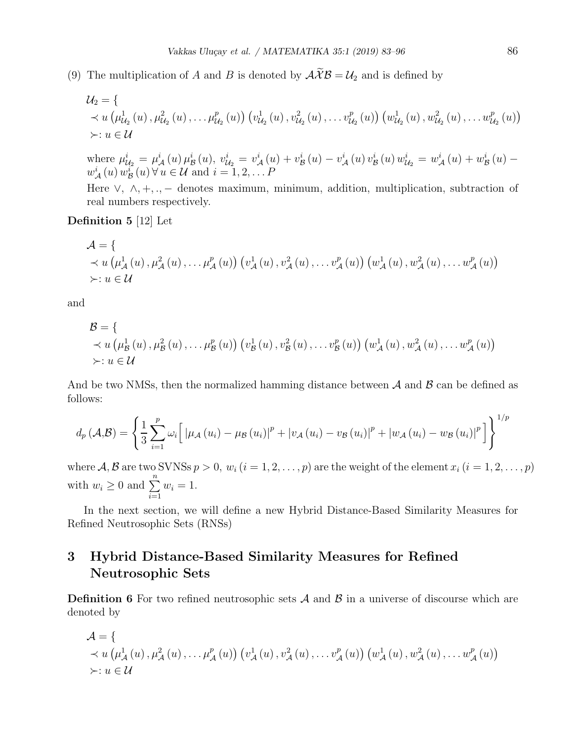(9) The multiplication of $A$ and $B$ is denoted by $\mathcal{A}\widetilde{\mathcal{X}}\mathcal{B} = \mathcal{U}_2$ and is defined by

$$\mathcal{U}_2 = \{ \\ \prec u \left(\mu^1_{\mathcal{U}_2}(u), \mu^2_{\mathcal{U}_2}(u), \dots \mu^p_{\mathcal{U}_2}(u)\right) \left(v^1_{\mathcal{U}_2}(u), v^2_{\mathcal{U}_2}(u), \dots v^p_{\mathcal{U}_2}(u)\right) \left(w^1_{\mathcal{U}_2}(u), w^2_{\mathcal{U}_2}(u), \dots w^p_{\mathcal{U}_2}(u)\right) \\ \succ : u \in \mathcal{U}$$

where $\mu^i_{\mathcal{U}_2} = \mu^i_{\mathcal{A}}(u)\,\mu^i_{\mathcal{B}}(u)$, $v^i_{\mathcal{U}_2} = v^i_{\mathcal{A}}(u) + v^i_{\mathcal{B}}(u) - v^i_{\mathcal{A}}(u)\,v^i_{\mathcal{B}}(u)\; w^i_{\mathcal{U}_2} = w^i_{\mathcal{A}}(u) + w^i_{\mathcal{B}}(u) - w^i_{\mathcal{A}}(u)\,w^i_{\mathcal{B}}(u)\,\forall\, u \in \mathcal{U}$ and $i = 1, 2, \dots P$

Here $\vee$, $\wedge, +, ., -$ denotes maximum, minimum, addition, multiplication, subtraction of real numbers respectively.

**Definition 5** [12] Let

$$\mathcal{A} = \{ \\ \prec u \left(\mu^1_{\mathcal{A}}(u), \mu^2_{\mathcal{A}}(u), \dots \mu^p_{\mathcal{A}}(u)\right) \left(v^1_{\mathcal{A}}(u), v^2_{\mathcal{A}}(u), \dots v^p_{\mathcal{A}}(u)\right) \left(w^1_{\mathcal{A}}(u), w^2_{\mathcal{A}}(u), \dots w^p_{\mathcal{A}}(u)\right) \\ \succ : u \in \mathcal{U}$$

and

$$\mathcal{B} = \{ \\ \prec u \left(\mu^1_{\mathcal{B}}(u), \mu^2_{\mathcal{B}}(u), \dots \mu^p_{\mathcal{B}}(u)\right) \left(v^1_{\mathcal{B}}(u), v^2_{\mathcal{B}}(u), \dots v^p_{\mathcal{B}}(u)\right) \left(w^1_{\mathcal{A}}(u), w^2_{\mathcal{A}}(u), \dots w^p_{\mathcal{A}}(u)\right) \\ \succ : u \in \mathcal{U}$$

And be two NMSs, then the normalized hamming distance between $\mathcal{A}$ and $\mathcal{B}$ can be defined as follows:

$$d_p(\mathcal{A},\mathcal{B}) = \left\{ \frac{1}{3} \sum_{i=1}^{p} \omega_i \Big[ \left|\mu_{\mathcal{A}}(u_i) - \mu_{\mathcal{B}}(u_i)\right|^p + \left|v_{\mathcal{A}}(u_i) - v_{\mathcal{B}}(u_i)\right|^p + \left|w_{\mathcal{A}}(u_i) - w_{\mathcal{B}}(u_i)\right|^p \Big] \right\}^{1/p}$$

where $\mathcal{A}, \mathcal{B}$ are two SVNSs $p > 0$, $w_i\,(i = 1, 2, \dots, p)$ are the weight of the element $x_i\,(i = 1, 2, \dots, p)$ with $w_i \geq 0$ and $\sum_{i=1}^{n} w_i = 1$.

In the next section, we will define a new Hybrid Distance-Based Similarity Measures for Refined Neutrosophic Sets (RNSs)

## 3 Hybrid Distance-Based Similarity Measures for Refined Neutrosophic Sets

**Definition 6** For two refined neutrosophic sets $\mathcal{A}$ and $\mathcal{B}$ in a universe of discourse which are denoted by

$$\mathcal{A} = \{ \\ \prec u \left(\mu^1_{\mathcal{A}}(u), \mu^2_{\mathcal{A}}(u), \dots \mu^p_{\mathcal{A}}(u)\right) \left(v^1_{\mathcal{A}}(u), v^2_{\mathcal{A}}(u), \dots v^p_{\mathcal{A}}(u)\right) \left(w^1_{\mathcal{A}}(u), w^2_{\mathcal{A}}(u), \dots w^p_{\mathcal{A}}(u)\right) \\ \succ : u \in \mathcal{U}$$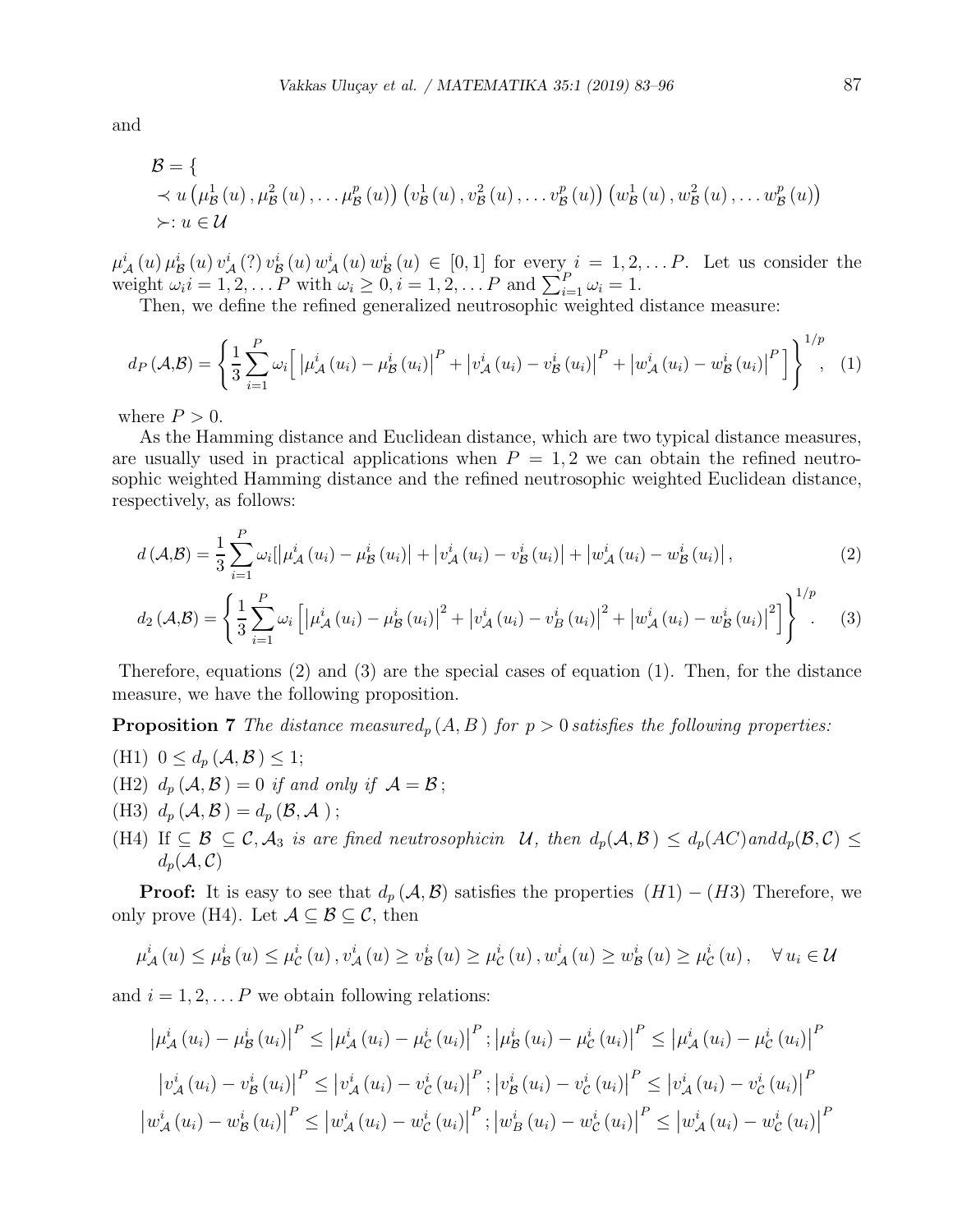and

$$\mathcal{B} = \{ \\ \prec u\left(\mu_{\mathcal{B}}^{1}(u), \mu_{\mathcal{B}}^{2}(u), \ldots \mu_{\mathcal{B}}^{p}(u)\right)\left(v_{\mathcal{B}}^{1}(u), v_{\mathcal{B}}^{2}(u), \ldots v_{\mathcal{B}}^{p}(u)\right)\left(w_{\mathcal{B}}^{1}(u), w_{\mathcal{B}}^{2}(u), \ldots w_{\mathcal{B}}^{p}(u)\right) \\ \succ: u \in \mathcal{U}$$

$\mu_{\mathcal{A}}^{i}(u)\, \mu_{\mathcal{B}}^{i}(u)\, v_{\mathcal{A}}^{i}(?)\, v_{\mathcal{B}}^{i}(u)\, w_{\mathcal{A}}^{i}(u)\, w_{\mathcal{B}}^{i}(u) \in [0,1]$ for every $i = 1, 2, \ldots P$. Let us consider the weight $\omega_i i = 1, 2, \ldots P$ with $\omega_i \geq 0, i = 1, 2, \ldots P$ and $\sum_{i=1}^{P} \omega_i = 1$.

Then, we define the refined generalized neutrosophic weighted distance measure:

$$d_P(\mathcal{A},\mathcal{B}) = \left\{ \frac{1}{3} \sum_{i=1}^{P} \omega_i \Big[ \left|\mu_{\mathcal{A}}^{i}(u_i) - \mu_{\mathcal{B}}^{i}(u_i)\right|^P + \left|v_{\mathcal{A}}^{i}(u_i) - v_{\mathcal{B}}^{i}(u_i)\right|^P + \left|w_{\mathcal{A}}^{i}(u_i) - w_{\mathcal{B}}^{i}(u_i)\right|^P \Big] \right\}^{1/p}, \quad (1)$$

where $P > 0$.

As the Hamming distance and Euclidean distance, which are two typical distance measures, are usually used in practical applications when $P = 1, 2$ we can obtain the refined neutrosophic weighted Hamming distance and the refined neutrosophic weighted Euclidean distance, respectively, as follows:

$$d(\mathcal{A},\mathcal{B}) = \frac{1}{3} \sum_{i=1}^{P} \omega_i [\left|\mu_{\mathcal{A}}^{i}(u_i) - \mu_{\mathcal{B}}^{i}(u_i)\right| + \left|v_{\mathcal{A}}^{i}(u_i) - v_{\mathcal{B}}^{i}(u_i)\right| + \left|w_{\mathcal{A}}^{i}(u_i) - w_{\mathcal{B}}^{i}(u_i)\right|, \quad (2)$$

$$d_2(\mathcal{A},\mathcal{B}) = \left\{ \frac{1}{3} \sum_{i=1}^{P} \omega_i \left[ \left|\mu_{\mathcal{A}}^{i}(u_i) - \mu_{\mathcal{B}}^{i}(u_i)\right|^2 + \left|v_{\mathcal{A}}^{i}(u_i) - v_{B}^{i}(u_i)\right|^2 + \left|w_{\mathcal{A}}^{i}(u_i) - w_{\mathcal{B}}^{i}(u_i)\right|^2 \right] \right\}^{1/p}. \quad (3)$$

Therefore, equations (2) and (3) are the special cases of equation (1). Then, for the distance measure, we have the following proposition.

**Proposition 7** *The distance measured$_p(A, B)$ for $p > 0$ satisfies the following properties:*

(H1) $0 \leq d_p(\mathcal{A}, \mathcal{B}) \leq 1$;

(H2) $d_p(\mathcal{A}, \mathcal{B}) = 0$ *if and only if* $\mathcal{A} = \mathcal{B}$;

(H3) $d_p(\mathcal{A}, \mathcal{B}) = d_p(\mathcal{B}, \mathcal{A})$;

(H4) If $\subseteq \mathcal{B} \subseteq \mathcal{C}, \mathcal{A}_3$ *is are fined neutrosophicin* $\mathcal{U}$, *then* $d_p(\mathcal{A}, \mathcal{B}) \leq d_p(AC) and d_p(\mathcal{B}, \mathcal{C}) \leq d_p(\mathcal{A}, \mathcal{C})$

**Proof:** It is easy to see that $d_p(\mathcal{A}, \mathcal{B})$ satisfies the properties $(H1) - (H3)$ Therefore, we only prove (H4). Let $\mathcal{A} \subseteq \mathcal{B} \subseteq \mathcal{C}$, then

$$\mu_{\mathcal{A}}^{i}(u) \leq \mu_{\mathcal{B}}^{i}(u) \leq \mu_{\mathcal{C}}^{i}(u), v_{\mathcal{A}}^{i}(u) \geq v_{\mathcal{B}}^{i}(u) \geq \mu_{\mathcal{C}}^{i}(u), w_{\mathcal{A}}^{i}(u) \geq w_{\mathcal{B}}^{i}(u) \geq \mu_{\mathcal{C}}^{i}(u), \quad \forall u_i \in \mathcal{U}$$

and $i = 1, 2, \ldots P$ we obtain following relations:

$$\left|\mu_{\mathcal{A}}^{i}(u_i) - \mu_{\mathcal{B}}^{i}(u_i)\right|^P \leq \left|\mu_{\mathcal{A}}^{i}(u_i) - \mu_{\mathcal{C}}^{i}(u_i)\right|^P; \left|\mu_{\mathcal{B}}^{i}(u_i) - \mu_{\mathcal{C}}^{i}(u_i)\right|^P \leq \left|\mu_{\mathcal{A}}^{i}(u_i) - \mu_{\mathcal{C}}^{i}(u_i)\right|^P$$

$$\left|v_{\mathcal{A}}^{i}(u_i) - v_{\mathcal{B}}^{i}(u_i)\right|^P \leq \left|v_{\mathcal{A}}^{i}(u_i) - v_{\mathcal{C}}^{i}(u_i)\right|^P; \left|v_{\mathcal{B}}^{i}(u_i) - v_{\mathcal{C}}^{i}(u_i)\right|^P \leq \left|v_{\mathcal{A}}^{i}(u_i) - v_{\mathcal{C}}^{i}(u_i)\right|^P$$

$$\left|w_{\mathcal{A}}^{i}(u_i) - w_{\mathcal{B}}^{i}(u_i)\right|^P \leq \left|w_{\mathcal{A}}^{i}(u_i) - w_{\mathcal{C}}^{i}(u_i)\right|^P; \left|w_{B}^{i}(u_i) - w_{\mathcal{C}}^{i}(u_i)\right|^P \leq \left|w_{\mathcal{A}}^{i}(u_i) - w_{\mathcal{C}}^{i}(u_i)\right|^P$$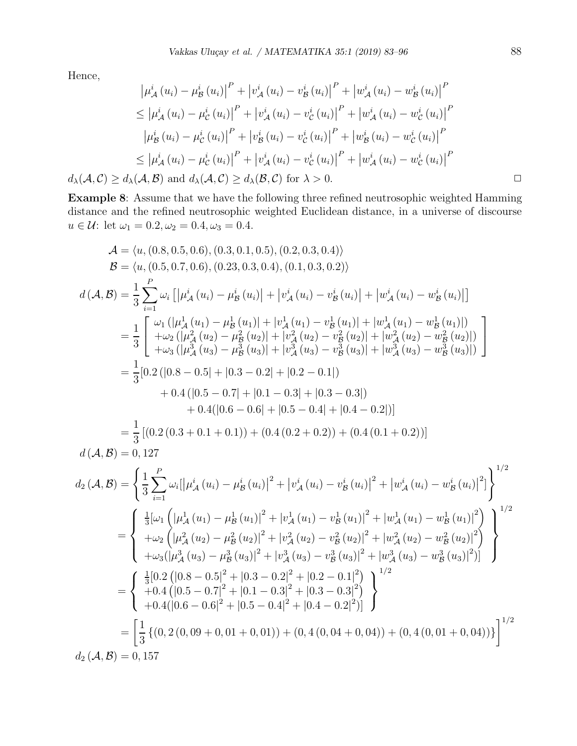Hence,

$$\left|\mu_{\mathcal{A}}^{i}(u_i)-\mu_{\mathcal{B}}^{i}(u_i)\right|^{P}+\left|v_{\mathcal{A}}^{i}(u_i)-v_{\mathcal{B}}^{i}(u_i)\right|^{P}+\left|w_{\mathcal{A}}^{i}(u_i)-w_{\mathcal{B}}^{i}(u_i)\right|^{P}$$
$$\leq\left|\mu_{\mathcal{A}}^{i}(u_i)-\mu_{\mathcal{C}}^{i}(u_i)\right|^{P}+\left|v_{\mathcal{A}}^{i}(u_i)-v_{\mathcal{C}}^{i}(u_i)\right|^{P}+\left|w_{\mathcal{A}}^{i}(u_i)-w_{\mathcal{C}}^{i}(u_i)\right|^{P}$$
$$\left|\mu_{\mathcal{B}}^{i}(u_i)-\mu_{\mathcal{C}}^{i}(u_i)\right|^{P}+\left|v_{\mathcal{B}}^{i}(u_i)-v_{\mathcal{C}}^{i}(u_i)\right|^{P}+\left|w_{\mathcal{B}}^{i}(u_i)-w_{\mathcal{C}}^{i}(u_i)\right|^{P}$$
$$\leq\left|\mu_{\mathcal{A}}^{i}(u_i)-\mu_{\mathcal{C}}^{i}(u_i)\right|^{P}+\left|v_{\mathcal{A}}^{i}(u_i)-v_{\mathcal{C}}^{i}(u_i)\right|^{P}+\left|w_{\mathcal{A}}^{i}(u_i)-w_{\mathcal{C}}^{i}(u_i)\right|^{P}$$

$d_\lambda(\mathcal{A},\mathcal{C})\geq d_\lambda(\mathcal{A},\mathcal{B})$ and $d_\lambda(\mathcal{A},\mathcal{C})\geq d_\lambda(\mathcal{B},\mathcal{C})$ for $\lambda>0$. □

**Example 8**: Assume that we have the following three refined neutrosophic weighted Hamming distance and the refined neutrosophic weighted Euclidean distance, in a universe of discourse $u\in\mathcal{U}$: let $\omega_1=0.2,\omega_2=0.4,\omega_3=0.4$.

$$\mathcal{A}=\langle u,(0.8,0.5,0.6),(0.3,0.1,0.5),(0.2,0.3,0.4)\rangle$$
$$\mathcal{B}=\langle u,(0.5,0.7,0.6),(0.23,0.3,0.4),(0.1,0.3,0.2)\rangle$$

$$d(\mathcal{A},\mathcal{B})=\frac{1}{3}\sum_{i=1}^{P}\omega_i\left[\left|\mu_{\mathcal{A}}^{i}(u_i)-\mu_{\mathcal{B}}^{i}(u_i)\right|+\left|v_{\mathcal{A}}^{i}(u_i)-v_{\mathcal{B}}^{i}(u_i)\right|+\left|w_{\mathcal{A}}^{i}(u_i)-w_{\mathcal{B}}^{i}(u_i)\right|\right]$$
$$=\frac{1}{3}\left[\begin{array}{l}\omega_1\left(|\mu_{\mathcal{A}}^{1}(u_1)-\mu_{\mathcal{B}}^{1}(u_1)|+|v_{\mathcal{A}}^{1}(u_1)-v_{\mathcal{B}}^{1}(u_1)|+|w_{\mathcal{A}}^{1}(u_1)-w_{\mathcal{B}}^{1}(u_1)|\right)\\+\omega_2\left(|\mu_{\mathcal{A}}^{2}(u_2)-\mu_{\mathcal{B}}^{2}(u_2)|+|v_{\mathcal{A}}^{2}(u_2)-v_{\mathcal{B}}^{2}(u_2)|+|w_{\mathcal{A}}^{2}(u_2)-w_{\mathcal{B}}^{2}(u_2)|\right)\\+\omega_3\left(|\mu_{\mathcal{A}}^{3}(u_3)-\mu_{\mathcal{B}}^{3}(u_3)|+|v_{\mathcal{A}}^{3}(u_3)-v_{\mathcal{B}}^{3}(u_3)|+|w_{\mathcal{A}}^{3}(u_3)-w_{\mathcal{B}}^{3}(u_3)|\right)\end{array}\right]$$
$$=\frac{1}{3}[0.2\left(|0.8-0.5|+|0.3-0.2|+|0.2-0.1|\right)$$
$$+0.4\left(|0.5-0.7|+|0.1-0.3|+|0.3-0.3|\right)$$
$$+0.4(|0.6-0.6|+|0.5-0.4|+|0.4-0.2|)]$$
$$=\frac{1}{3}\left[(0.2\,(0.3+0.1+0.1))+(0.4\,(0.2+0.2))+(0.4\,(0.1+0.2))\right]$$
$$d(\mathcal{A},\mathcal{B})=0,127$$

$$d_2(\mathcal{A},\mathcal{B})=\left\{\frac{1}{3}\sum_{i=1}^{P}\omega_i[\left|\mu_{\mathcal{A}}^{i}(u_i)-\mu_{\mathcal{B}}^{i}(u_i)\right|^2+\left|v_{\mathcal{A}}^{i}(u_i)-v_{\mathcal{B}}^{i}(u_i)\right|^2+\left|w_{\mathcal{A}}^{i}(u_i)-w_{\mathcal{B}}^{i}(u_i)\right|^2]\right\}^{1/2}$$
$$=\left\{\begin{array}{l}\frac{1}{3}[\omega_1\left(\left|\mu_{\mathcal{A}}^{1}(u_1)-\mu_{\mathcal{B}}^{1}(u_1)\right|^2+\left|v_{\mathcal{A}}^{1}(u_1)-v_{\mathcal{B}}^{1}(u_1)\right|^2+\left|w_{\mathcal{A}}^{1}(u_1)-w_{\mathcal{B}}^{1}(u_1)\right|^2\right)\\+\omega_2\left(\left|\mu_{\mathcal{A}}^{2}(u_2)-\mu_{\mathcal{B}}^{2}(u_2)\right|^2+\left|v_{\mathcal{A}}^{2}(u_2)-v_{\mathcal{B}}^{2}(u_2)\right|^2+\left|w_{\mathcal{A}}^{2}(u_2)-w_{\mathcal{B}}^{2}(u_2)\right|^2\right)\\+\omega_3(\left|\mu_{\mathcal{A}}^{3}(u_3)-\mu_{\mathcal{B}}^{3}(u_3)\right|^2+\left|v_{\mathcal{A}}^{3}(u_3)-v_{\mathcal{B}}^{3}(u_3)\right|^2+\left|w_{\mathcal{A}}^{3}(u_3)-w_{\mathcal{B}}^{3}(u_3)\right|^2)]\end{array}\right\}^{1/2}$$
$$=\left\{\begin{array}{l}\frac{1}{3}[0.2\left(|0.8-0.5|^2+|0.3-0.2|^2+|0.2-0.1|^2\right)\\+0.4\left(|0.5-0.7|^2+|0.1-0.3|^2+|0.3-0.3|^2\right)\\+0.4(|0.6-0.6|^2+|0.5-0.4|^2+|0.4-0.2|^2)]\end{array}\right\}^{1/2}$$
$$=\left[\frac{1}{3}\left\{(0,2\,(0,09+0,01+0,01))+(0,4\,(0,04+0,04))+(0,4\,(0,01+0,04))\right\}\right]^{1/2}$$
$$d_2(\mathcal{A},\mathcal{B})=0,157$$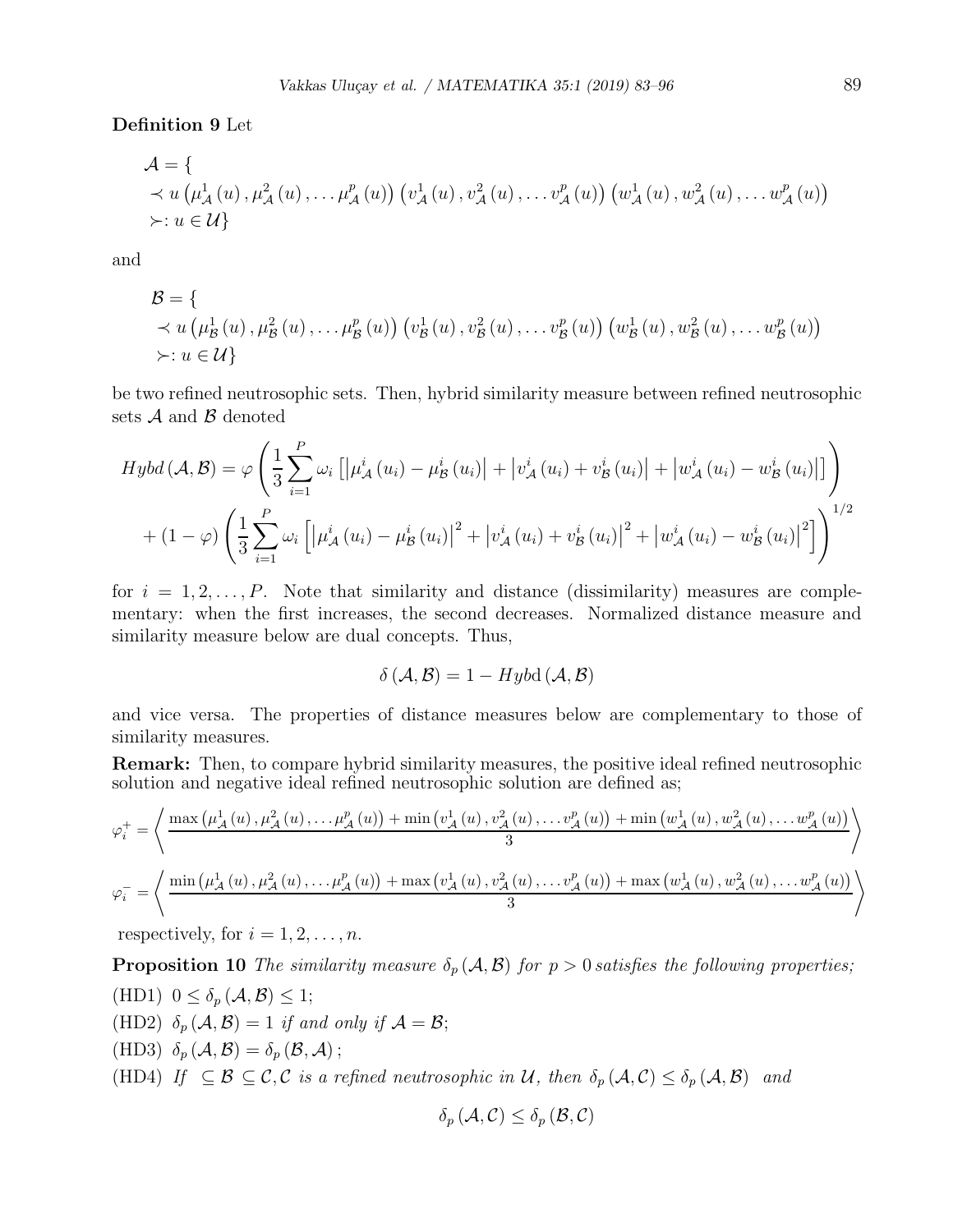**Definition 9** Let

$$
\begin{aligned}
&\mathcal{A} = \{ \\
&\prec u \left(\mu_{\mathcal{A}}^{1}(u), \mu_{\mathcal{A}}^{2}(u), \ldots \mu_{\mathcal{A}}^{p}(u)\right) \left(v_{\mathcal{A}}^{1}(u), v_{\mathcal{A}}^{2}(u), \ldots v_{\mathcal{A}}^{p}(u)\right) \left(w_{\mathcal{A}}^{1}(u), w_{\mathcal{A}}^{2}(u), \ldots w_{\mathcal{A}}^{p}(u)\right) \\
&\succ: u \in \mathcal{U}\}
\end{aligned}
$$

and

$$
\begin{aligned}
&\mathcal{B} = \{ \\
&\prec u \left(\mu_{\mathcal{B}}^{1}(u), \mu_{\mathcal{B}}^{2}(u), \ldots \mu_{\mathcal{B}}^{p}(u)\right) \left(v_{\mathcal{B}}^{1}(u), v_{\mathcal{B}}^{2}(u), \ldots v_{\mathcal{B}}^{p}(u)\right) \left(w_{\mathcal{B}}^{1}(u), w_{\mathcal{B}}^{2}(u), \ldots w_{\mathcal{B}}^{p}(u)\right) \\
&\succ: u \in \mathcal{U}\}
\end{aligned}
$$

be two refined neutrosophic sets. Then, hybrid similarity measure between refined neutrosophic sets $\mathcal{A}$ and $\mathcal{B}$ denoted

$$
\begin{aligned}
Hybd(\mathcal{A}, \mathcal{B}) = &\varphi \left( \frac{1}{3} \sum_{i=1}^{P} \omega_i \left[ \left| \mu_{\mathcal{A}}^{i}(u_i) - \mu_{\mathcal{B}}^{i}(u_i) \right| + \left| v_{\mathcal{A}}^{i}(u_i) + v_{\mathcal{B}}^{i}(u_i) \right| + \left| w_{\mathcal{A}}^{i}(u_i) - w_{\mathcal{B}}^{i}(u_i) \right| \right] \right) \\
&+ (1 - \varphi) \left( \frac{1}{3} \sum_{i=1}^{P} \omega_i \left[ \left| \mu_{\mathcal{A}}^{i}(u_i) - \mu_{\mathcal{B}}^{i}(u_i) \right|^2 + \left| v_{\mathcal{A}}^{i}(u_i) + v_{\mathcal{B}}^{i}(u_i) \right|^2 + \left| w_{\mathcal{A}}^{i}(u_i) - w_{\mathcal{B}}^{i}(u_i) \right|^2 \right] \right)^{1/2}
\end{aligned}
$$

for $i = 1, 2, \ldots, P$. Note that similarity and distance (dissimilarity) measures are complementary: when the first increases, the second decreases. Normalized distance measure and similarity measure below are dual concepts. Thus,

$$
\delta(\mathcal{A}, \mathcal{B}) = 1 - Hybd(\mathcal{A}, \mathcal{B})
$$

and vice versa. The properties of distance measures below are complementary to those of similarity measures.

**Remark:** Then, to compare hybrid similarity measures, the positive ideal refined neutrosophic solution and negative ideal refined neutrosophic solution are defined as;

$$
\varphi_i^{+} = \left\langle \frac{\max\left(\mu_{\mathcal{A}}^{1}(u), \mu_{\mathcal{A}}^{2}(u), \ldots \mu_{\mathcal{A}}^{p}(u)\right) + \min\left(v_{\mathcal{A}}^{1}(u), v_{\mathcal{A}}^{2}(u), \ldots v_{\mathcal{A}}^{p}(u)\right) + \min\left(w_{\mathcal{A}}^{1}(u), w_{\mathcal{A}}^{2}(u), \ldots w_{\mathcal{A}}^{p}(u)\right)}{3} \right\rangle
$$

$$
\varphi_i^{-} = \left\langle \frac{\min\left(\mu_{\mathcal{A}}^{1}(u), \mu_{\mathcal{A}}^{2}(u), \ldots \mu_{\mathcal{A}}^{p}(u)\right) + \max\left(v_{\mathcal{A}}^{1}(u), v_{\mathcal{A}}^{2}(u), \ldots v_{\mathcal{A}}^{p}(u)\right) + \max\left(w_{\mathcal{A}}^{1}(u), w_{\mathcal{A}}^{2}(u), \ldots w_{\mathcal{A}}^{p}(u)\right)}{3} \right\rangle
$$

respectively, for $i = 1, 2, \ldots, n$.

**Proposition 10** *The similarity measure $\delta_p(\mathcal{A}, \mathcal{B})$ for $p > 0$ satisfies the following properties;*

(HD1) $0 \leq \delta_p(\mathcal{A}, \mathcal{B}) \leq 1$;

(HD2) $\delta_p(\mathcal{A}, \mathcal{B}) = 1$ *if and only if* $\mathcal{A} = \mathcal{B}$;

(HD3) $\delta_p(\mathcal{A}, \mathcal{B}) = \delta_p(\mathcal{B}, \mathcal{A})$;

(HD4) *If* $\subseteq \mathcal{B} \subseteq \mathcal{C}, \mathcal{C}$ *is a refined neutrosophic in* $\mathcal{U}$, *then* $\delta_p(\mathcal{A}, \mathcal{C}) \leq \delta_p(\mathcal{A}, \mathcal{B})$ *and*

$$
\delta_p(\mathcal{A}, \mathcal{C}) \leq \delta_p(\mathcal{B}, \mathcal{C})
$$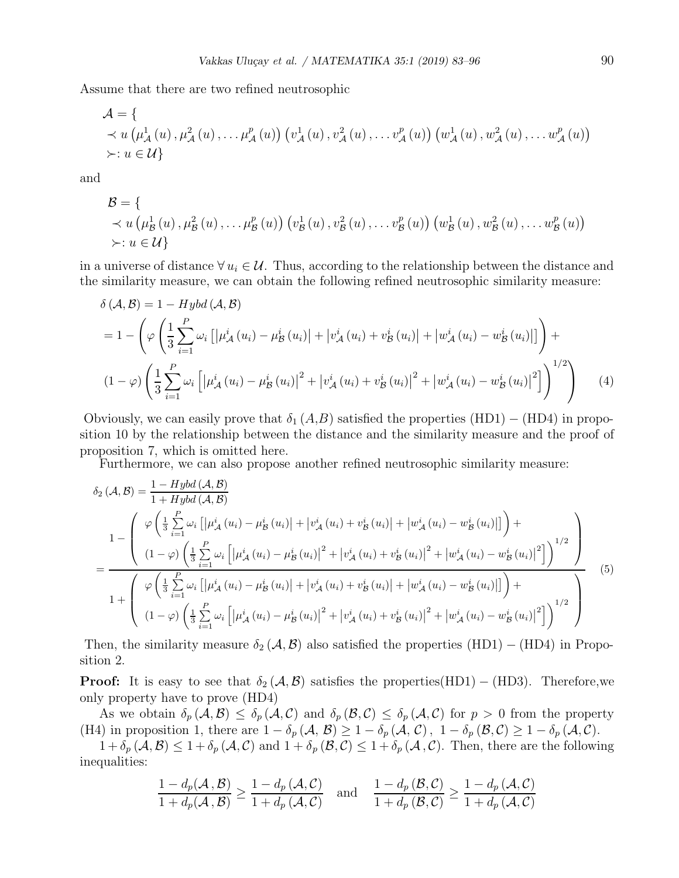Assume that there are two refined neutrosophic

$$\mathcal{A} = \{ \prec u \left(\mu^1_{\mathcal{A}}(u), \mu^2_{\mathcal{A}}(u), \ldots \mu^p_{\mathcal{A}}(u)\right) \left(v^1_{\mathcal{A}}(u), v^2_{\mathcal{A}}(u), \ldots v^p_{\mathcal{A}}(u)\right) \left(w^1_{\mathcal{A}}(u), w^2_{\mathcal{A}}(u), \ldots w^p_{\mathcal{A}}(u)\right) \succ : u \in \mathcal{U}\}$$

and

$$\mathcal{B} = \{ \prec u \left(\mu^1_{\mathcal{B}}(u), \mu^2_{\mathcal{B}}(u), \ldots \mu^p_{\mathcal{B}}(u)\right) \left(v^1_{\mathcal{B}}(u), v^2_{\mathcal{B}}(u), \ldots v^p_{\mathcal{B}}(u)\right) \left(w^1_{\mathcal{B}}(u), w^2_{\mathcal{B}}(u), \ldots w^p_{\mathcal{B}}(u)\right) \succ : u \in \mathcal{U}\}$$

in a universe of distance $\forall u_i \in \mathcal{U}$. Thus, according to the relationship between the distance and the similarity measure, we can obtain the following refined neutrosophic similarity measure:

$$\begin{aligned}
\delta(\mathcal{A},\mathcal{B}) &= 1 - Hybd(\mathcal{A},\mathcal{B}) \\
&= 1 - \left( \varphi\left(\frac{1}{3}\sum_{i=1}^{P}\omega_i\left[\left|\mu^i_{\mathcal{A}}(u_i) - \mu^i_{\mathcal{B}}(u_i)\right| + \left|v^i_{\mathcal{A}}(u_i) + v^i_{\mathcal{B}}(u_i)\right| + \left|w^i_{\mathcal{A}}(u_i) - w^i_{\mathcal{B}}(u_i)\right|\right]\right) + \right. \\
&\left. (1-\varphi)\left(\frac{1}{3}\sum_{i=1}^{P}\omega_i\left[\left|\mu^i_{\mathcal{A}}(u_i) - \mu^i_{\mathcal{B}}(u_i)\right|^2 + \left|v^i_{\mathcal{A}}(u_i) + v^i_{\mathcal{B}}(u_i)\right|^2 + \left|w^i_{\mathcal{A}}(u_i) - w^i_{\mathcal{B}}(u_i)\right|^2\right]\right)^{1/2} \right) \qquad (4)
\end{aligned}$$

Obviously, we can easily prove that $\delta_1(A,B)$ satisfied the properties (HD1) − (HD4) in proposition 10 by the relationship between the distance and the similarity measure and the proof of proposition 7, which is omitted here.

Furthermore, we can also propose another refined neutrosophic similarity measure:

$$\delta_2(\mathcal{A},\mathcal{B}) = \frac{1 - Hybd(\mathcal{A},\mathcal{B})}{1 + Hybd(\mathcal{A},\mathcal{B})}$$

$$= \frac{1 - \left( \begin{array}{l} \varphi\left(\frac{1}{3}\sum\limits_{i=1}^{P}\omega_i\left[\left|\mu^i_{\mathcal{A}}(u_i) - \mu^i_{\mathcal{B}}(u_i)\right| + \left|v^i_{\mathcal{A}}(u_i) + v^i_{\mathcal{B}}(u_i)\right| + \left|w^i_{\mathcal{A}}(u_i) - w^i_{\mathcal{B}}(u_i)\right|\right]\right) + \\ (1-\varphi)\left(\frac{1}{3}\sum\limits_{i=1}^{P}\omega_i\left[\left|\mu^i_{\mathcal{A}}(u_i) - \mu^i_{\mathcal{B}}(u_i)\right|^2 + \left|v^i_{\mathcal{A}}(u_i) + v^i_{\mathcal{B}}(u_i)\right|^2 + \left|w^i_{\mathcal{A}}(u_i) - w^i_{\mathcal{B}}(u_i)\right|^2\right]\right)^{1/2} \end{array} \right)}{1 + \left( \begin{array}{l} \varphi\left(\frac{1}{3}\sum\limits_{i=1}^{P}\omega_i\left[\left|\mu^i_{\mathcal{A}}(u_i) - \mu^i_{\mathcal{B}}(u_i)\right| + \left|v^i_{\mathcal{A}}(u_i) + v^i_{\mathcal{B}}(u_i)\right| + \left|w^i_{\mathcal{A}}(u_i) - w^i_{\mathcal{B}}(u_i)\right|\right]\right) + \\ (1-\varphi)\left(\frac{1}{3}\sum\limits_{i=1}^{P}\omega_i\left[\left|\mu^i_{\mathcal{A}}(u_i) - \mu^i_{\mathcal{B}}(u_i)\right|^2 + \left|v^i_{\mathcal{A}}(u_i) + v^i_{\mathcal{B}}(u_i)\right|^2 + \left|w^i_{\mathcal{A}}(u_i) - w^i_{\mathcal{B}}(u_i)\right|^2\right]\right)^{1/2} \end{array} \right)} \qquad (5)$$

Then, the similarity measure $\delta_2(\mathcal{A},\mathcal{B})$ also satisfied the properties (HD1) − (HD4) in Proposition 2.

**Proof:** It is easy to see that $\delta_2(\mathcal{A},\mathcal{B})$ satisfies the properties(HD1) − (HD3). Therefore,we only property have to prove (HD4)

As we obtain $\delta_p(\mathcal{A},\mathcal{B}) \leq \delta_p(\mathcal{A},\mathcal{C})$ and $\delta_p(\mathcal{B},\mathcal{C}) \leq \delta_p(\mathcal{A},\mathcal{C})$ for $p > 0$ from the property (H4) in proposition 1, there are $1 - \delta_p(\mathcal{A},\mathcal{B}) \geq 1 - \delta_p(\mathcal{A},\mathcal{C}),\ 1 - \delta_p(\mathcal{B},\mathcal{C}) \geq 1 - \delta_p(\mathcal{A},\mathcal{C})$.

$1 + \delta_p(\mathcal{A},\mathcal{B}) \leq 1 + \delta_p(\mathcal{A},\mathcal{C})$ and $1 + \delta_p(\mathcal{B},\mathcal{C}) \leq 1 + \delta_p(\mathcal{A},\mathcal{C})$. Then, there are the following inequalities:

$$\frac{1 - d_p(\mathcal{A},\mathcal{B})}{1 + d_p(\mathcal{A},\mathcal{B})} \geq \frac{1 - d_p(\mathcal{A},\mathcal{C})}{1 + d_p(\mathcal{A},\mathcal{C})} \quad \text{and} \quad \frac{1 - d_p(\mathcal{B},\mathcal{C})}{1 + d_p(\mathcal{B},\mathcal{C})} \geq \frac{1 - d_p(\mathcal{A},\mathcal{C})}{1 + d_p(\mathcal{A},\mathcal{C})}$$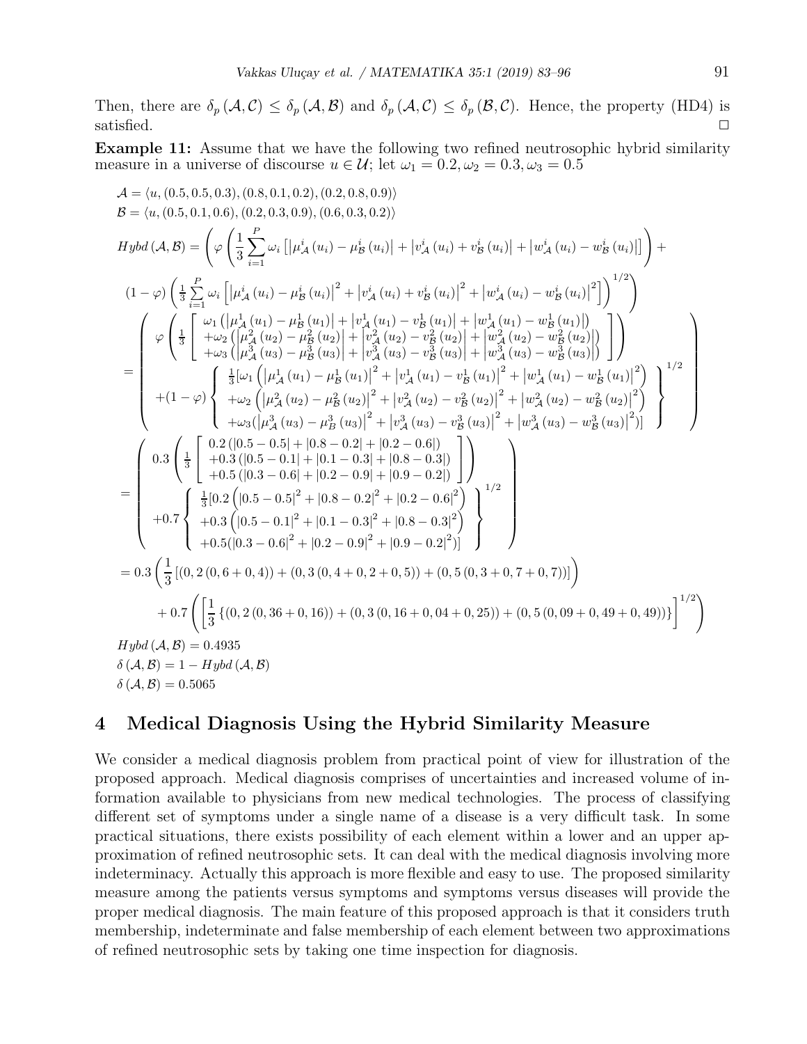Then, there are $\delta_p(\mathcal{A},\mathcal{C}) \le \delta_p(\mathcal{A},\mathcal{B})$ and $\delta_p(\mathcal{A},\mathcal{C}) \le \delta_p(\mathcal{B},\mathcal{C})$. Hence, the property (HD4) is satisfied. □

**Example 11:** Assume that we have the following two refined neutrosophic hybrid similarity measure in a universe of discourse $u \in \mathcal{U}$; let $\omega_1 = 0.2, \omega_2 = 0.3, \omega_3 = 0.5$

$$\mathcal{A} = \langle u, (0.5, 0.5, 0.3), (0.8, 0.1, 0.2), (0.2, 0.8, 0.9)\rangle$$

$$\mathcal{B} = \langle u, (0.5, 0.1, 0.6), (0.2, 0.3, 0.9), (0.6, 0.3, 0.2)\rangle$$

$$Hybd(\mathcal{A},\mathcal{B}) = \left(\varphi\left(\frac{1}{3}\sum_{i=1}^{P}\omega_i\left[\left|\mu^i_{\mathcal{A}}(u_i) - \mu^i_{\mathcal{B}}(u_i)\right| + \left|v^i_{\mathcal{A}}(u_i) + v^i_{\mathcal{B}}(u_i)\right| + \left|w^i_{\mathcal{A}}(u_i) - w^i_{\mathcal{B}}(u_i)\right|\right]\right) + \right.$$

$$\left.(1-\varphi)\left(\frac{1}{3}\sum_{i=1}^{P}\omega_i\left[\left|\mu^i_{\mathcal{A}}(u_i) - \mu^i_{\mathcal{B}}(u_i)\right|^2 + \left|v^i_{\mathcal{A}}(u_i) + v^i_{\mathcal{B}}(u_i)\right|^2 + \left|w^i_{\mathcal{A}}(u_i) - w^i_{\mathcal{B}}(u_i)\right|^2\right]\right)^{1/2}\right)$$

$$= \left(\begin{array}{l} \varphi\left(\frac{1}{3}\left[\begin{array}{l}\omega_1\left(\left|\mu^1_{\mathcal{A}}(u_1) - \mu^1_{\mathcal{B}}(u_1)\right| + \left|v^1_{\mathcal{A}}(u_1) - v^1_{\mathcal{B}}(u_1)\right| + \left|w^1_{\mathcal{A}}(u_1) - w^1_{\mathcal{B}}(u_1)\right|\right) \\ +\omega_2\left(\left|\mu^2_{\mathcal{A}}(u_2) - \mu^2_{\mathcal{B}}(u_2)\right| + \left|v^2_{\mathcal{A}}(u_2) - v^2_{\mathcal{B}}(u_2)\right| + \left|w^2_{\mathcal{A}}(u_2) - w^2_{\mathcal{B}}(u_2)\right|\right) \\ +\omega_3\left(\left|\mu^3_{\mathcal{A}}(u_3) - \mu^3_{\mathcal{B}}(u_3)\right| + \left|v^3_{\mathcal{A}}(u_3) - v^3_{\mathcal{B}}(u_3)\right| + \left|w^3_{\mathcal{A}}(u_3) - w^3_{\mathcal{B}}(u_3)\right|\right)\end{array}\right]\right) \\ +(1-\varphi)\left\{\begin{array}{l}\frac{1}{3}[\omega_1\left(\left|\mu^1_{\mathcal{A}}(u_1) - \mu^1_{\mathcal{B}}(u_1)\right|^2 + \left|v^1_{\mathcal{A}}(u_1) - v^1_{\mathcal{B}}(u_1)\right|^2 + \left|w^1_{\mathcal{A}}(u_1) - w^1_{\mathcal{B}}(u_1)\right|^2\right) \\ +\omega_2\left(\left|\mu^2_{\mathcal{A}}(u_2) - \mu^2_{\mathcal{B}}(u_2)\right|^2 + \left|v^2_{\mathcal{A}}(u_2) - v^2_{\mathcal{B}}(u_2)\right|^2 + \left|w^2_{\mathcal{A}}(u_2) - w^2_{\mathcal{B}}(u_2)\right|^2\right) \\ +\omega_3(\left|\mu^3_{\mathcal{A}}(u_3) - \mu^3_{B}(u_3)\right|^2 + \left|v^3_{\mathcal{A}}(u_3) - v^3_{\mathcal{B}}(u_3)\right|^2 + \left|w^3_{\mathcal{A}}(u_3) - w^3_{\mathcal{B}}(u_3)\right|^2)]\end{array}\right\}^{1/2}\end{array}\right)$$

$$= \left(\begin{array}{l} 0.3\left(\frac{1}{3}\left[\begin{array}{l}0.2\left(|0.5-0.5| + |0.8-0.2| + |0.2-0.6|\right) \\ +0.3\left(|0.5-0.1| + |0.1-0.3| + |0.8-0.3|\right) \\ +0.5\left(|0.3-0.6| + |0.2-0.9| + |0.9-0.2|\right)\end{array}\right]\right) \\ +0.7\left\{\begin{array}{l}\frac{1}{3}[0.2\left(|0.5-0.5|^2 + |0.8-0.2|^2 + |0.2-0.6|^2\right) \\ +0.3\left(|0.5-0.1|^2 + |0.1-0.3|^2 + |0.8-0.3|^2\right) \\ +0.5(|0.3-0.6|^2 + |0.2-0.9|^2 + |0.9-0.2|^2)]\end{array}\right\}^{1/2}\end{array}\right)$$

$$= 0.3\left(\frac{1}{3}\left[(0,2\,(0,6+0,4)) + (0,3\,(0,4+0,2+0,5)) + (0,5\,(0,3+0,7+0,7))\right]\right)$$

$$+ 0.7\left(\left[\frac{1}{3}\left\{(0,2\,(0,36+0,16)) + (0,3\,(0,16+0,04+0,25)) + (0,5\,(0,09+0,49+0,49))\right\}\right]^{1/2}\right)$$

$$Hybd(\mathcal{A},\mathcal{B}) = 0.4935$$

$$\delta(\mathcal{A},\mathcal{B}) = 1 - Hybd(\mathcal{A},\mathcal{B})$$

$$\delta(\mathcal{A},\mathcal{B}) = 0.5065$$

## 4 Medical Diagnosis Using the Hybrid Similarity Measure

We consider a medical diagnosis problem from practical point of view for illustration of the proposed approach. Medical diagnosis comprises of uncertainties and increased volume of information available to physicians from new medical technologies. The process of classifying different set of symptoms under a single name of a disease is a very difficult task. In some practical situations, there exists possibility of each element within a lower and an upper approximation of refined neutrosophic sets. It can deal with the medical diagnosis involving more indeterminacy. Actually this approach is more flexible and easy to use. The proposed similarity measure among the patients versus symptoms and symptoms versus diseases will provide the proper medical diagnosis. The main feature of this proposed approach is that it considers truth membership, indeterminate and false membership of each element between two approximations of refined neutrosophic sets by taking one time inspection for diagnosis.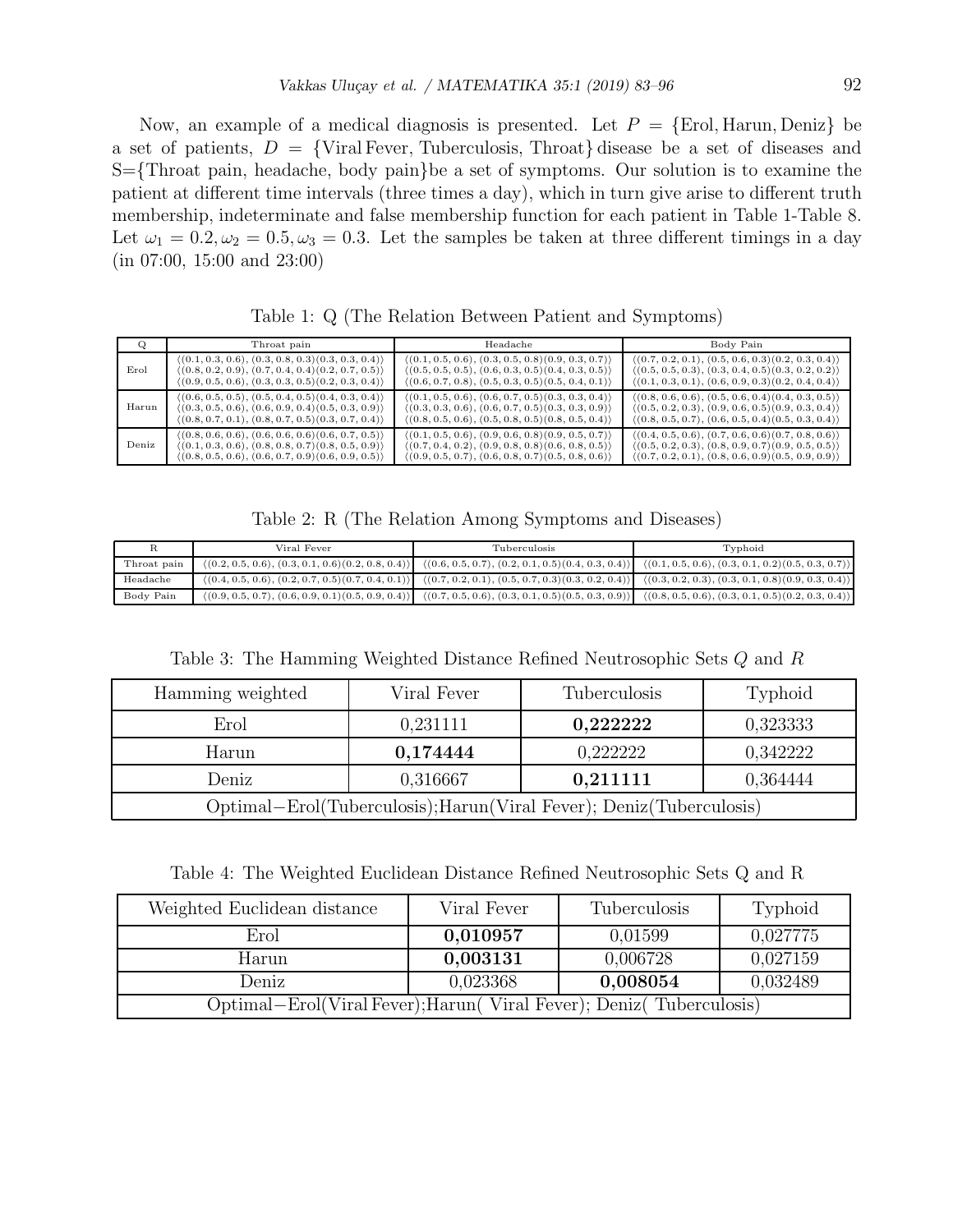Now, an example of a medical diagnosis is presented. Let $P = \{\text{Erol}, \text{Harun}, \text{Deniz}\}$ be a set of patients, $D = \{\text{Viral Fever, Tuberculosis, Throat}\}$ disease be a set of diseases and S={Throat pain, headache, body pain}be a set of symptoms. Our solution is to examine the patient at different time intervals (three times a day), which in turn give arise to different truth membership, indeterminate and false membership function for each patient in Table 1-Table 8. Let $\omega_1 = 0.2, \omega_2 = 0.5, \omega_3 = 0.3$. Let the samples be taken at three different timings in a day (in 07:00, 15:00 and 23:00)

Table 1: Q (The Relation Between Patient and Symptoms)

| Q | Throat pain | Headache | Body Pain |
|---|---|---|---|
| Erol | $\langle(0.1, 0.3, 0.6), (0.3, 0.8, 0.3)(0.3, 0.3, 0.4)\rangle$<br>$\langle(0.8, 0.2, 0.9), (0.7, 0.4, 0.4)(0.2, 0.7, 0.5)\rangle$<br>$\langle(0.9, 0.5, 0.6), (0.3, 0.3, 0.5)(0.2, 0.3, 0.4)\rangle$ | $\langle(0.1, 0.5, 0.6), (0.3, 0.5, 0.8)(0.9, 0.3, 0.7)\rangle$<br>$\langle(0.5, 0.5, 0.5), (0.6, 0.3, 0.5)(0.4, 0.3, 0.5)\rangle$<br>$\langle(0.6, 0.7, 0.8), (0.5, 0.3, 0.5)(0.5, 0.4, 0.1)\rangle$ | $\langle(0.7, 0.2, 0.1), (0.5, 0.6, 0.3)(0.2, 0.3, 0.4)\rangle$<br>$\langle(0.5, 0.5, 0.3), (0.3, 0.4, 0.5)(0.3, 0.2, 0.2)\rangle$<br>$\langle(0.1, 0.3, 0.1), (0.6, 0.9, 0.3)(0.2, 0.4, 0.4)\rangle$ |
| Harun | $\langle(0.6, 0.5, 0.5), (0.5, 0.4, 0.5)(0.4, 0.3, 0.4)\rangle$<br>$\langle(0.3, 0.5, 0.6), (0.6, 0.9, 0.4)(0.5, 0.3, 0.9)\rangle$<br>$\langle(0.8, 0.7, 0.1), (0.8, 0.7, 0.5)(0.3, 0.7, 0.4)\rangle$ | $\langle(0.1, 0.5, 0.6), (0.6, 0.7, 0.5)(0.3, 0.3, 0.4)\rangle$<br>$\langle(0.3, 0.3, 0.6), (0.6, 0.7, 0.5)(0.3, 0.3, 0.9)\rangle$<br>$\langle(0.8, 0.5, 0.6), (0.5, 0.8, 0.5)(0.8, 0.5, 0.4)\rangle$ | $\langle(0.8, 0.6, 0.6), (0.5, 0.6, 0.4)(0.4, 0.3, 0.5)\rangle$<br>$\langle(0.5, 0.2, 0.3), (0.9, 0.6, 0.5)(0.9, 0.3, 0.4)\rangle$<br>$\langle(0.8, 0.5, 0.7), (0.6, 0.5, 0.4)(0.5, 0.3, 0.4)\rangle$ |
| Deniz | $\langle(0.8, 0.6, 0.6), (0.6, 0.6, 0.6)(0.6, 0.7, 0.5)\rangle$<br>$\langle(0.1, 0.3, 0.6), (0.8, 0.8, 0.7)(0.8, 0.5, 0.9)\rangle$<br>$\langle(0.8, 0.5, 0.6), (0.6, 0.7, 0.9)(0.6, 0.9, 0.5)\rangle$ | $\langle(0.1, 0.5, 0.6), (0.9, 0.6, 0.8)(0.9, 0.5, 0.7)\rangle$<br>$\langle(0.7, 0.4, 0.2), (0.9, 0.8, 0.8)(0.6, 0.8, 0.5)\rangle$<br>$\langle(0.9, 0.5, 0.7), (0.6, 0.8, 0.7)(0.5, 0.8, 0.6)\rangle$ | $\langle(0.4, 0.5, 0.6), (0.7, 0.6, 0.6)(0.7, 0.8, 0.6)\rangle$<br>$\langle(0.5, 0.2, 0.3), (0.8, 0.9, 0.7)(0.9, 0.5, 0.5)\rangle$<br>$\langle(0.7, 0.2, 0.1), (0.8, 0.6, 0.9)(0.5, 0.9, 0.9)\rangle$ |

Table 2: R (The Relation Among Symptoms and Diseases)

| R | Viral Fever | Tuberculosis | Typhoid |
|---|---|---|---|
| Throat pain | $\langle(0.2, 0.5, 0.6), (0.3, 0.1, 0.6)(0.2, 0.8, 0.4)\rangle$ | $\langle(0.6, 0.5, 0.7), (0.2, 0.1, 0.5)(0.4, 0.3, 0.4)\rangle$ | $\langle(0.1, 0.5, 0.6), (0.3, 0.1, 0.2)(0.5, 0.3, 0.7)\rangle$ |
| Headache | $\langle(0.4, 0.5, 0.6), (0.2, 0.7, 0.5)(0.7, 0.4, 0.1)\rangle$ | $\langle(0.7, 0.2, 0.1), (0.5, 0.7, 0.3)(0.3, 0.2, 0.4)\rangle$ | $\langle(0.3, 0.2, 0.3), (0.3, 0.1, 0.8)(0.9, 0.3, 0.4)\rangle$ |
| Body Pain | $\langle(0.9, 0.5, 0.7), (0.6, 0.9, 0.1)(0.5, 0.9, 0.4)\rangle$ | $\langle(0.7, 0.5, 0.6), (0.3, 0.1, 0.5)(0.5, 0.3, 0.9)\rangle$ | $\langle(0.8, 0.5, 0.6), (0.3, 0.1, 0.5)(0.2, 0.3, 0.4)\rangle$ |

Table 3: The Hamming Weighted Distance Refined Neutrosophic Sets $Q$ and $R$

| Hamming weighted | Viral Fever | Tuberculosis | Typhoid |
|---|---|---|---|
| Erol | 0,231111 | **0,222222** | 0,323333 |
| Harun | **0,174444** | 0,222222 | 0,342222 |
| Deniz | 0,316667 | **0,211111** | 0,364444 |
| Optimal−Erol(Tuberculosis);Harun(Viral Fever); Deniz(Tuberculosis) | | | |

Table 4: The Weighted Euclidean Distance Refined Neutrosophic Sets Q and R

| Weighted Euclidean distance | Viral Fever | Tuberculosis | Typhoid |
|---|---|---|---|
| Erol | **0,010957** | 0,01599 | 0,027775 |
| Harun | **0,003131** | 0,006728 | 0,027159 |
| Deniz | 0,023368 | **0,008054** | 0,032489 |
| Optimal−Erol(Viral Fever);Harun( Viral Fever); Deniz( Tuberculosis) | | | |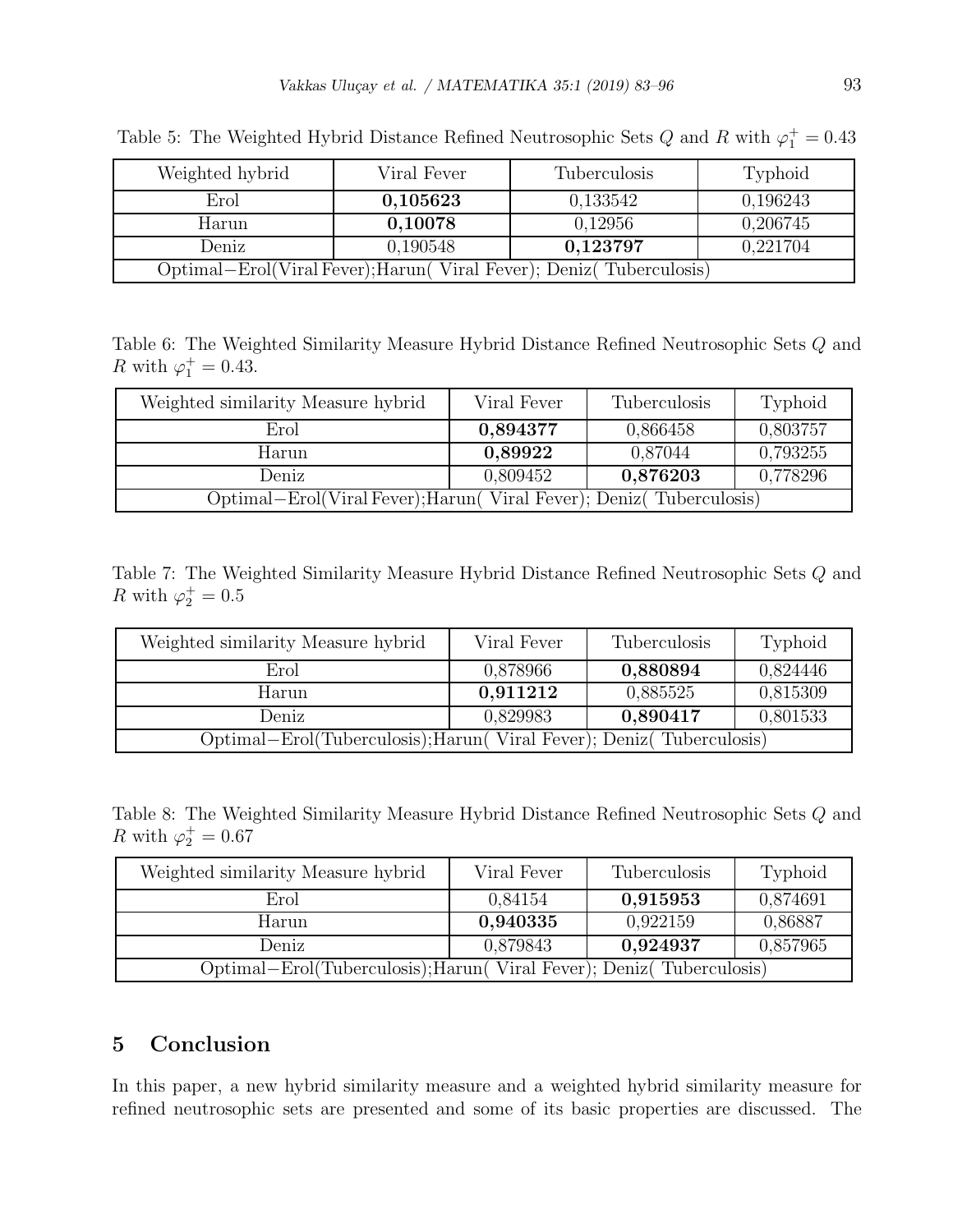Table 5: The Weighted Hybrid Distance Refined Neutrosophic Sets $Q$ and $R$ with $\varphi_1^+ = 0.43$

| Weighted hybrid | Viral Fever | Tuberculosis | Typhoid |
|---|---|---|---|
| Erol | **0,105623** | 0,133542 | 0,196243 |
| Harun | **0,10078** | 0,12956 | 0,206745 |
| Deniz | 0,190548 | **0,123797** | 0,221704 |
| Optimal−Erol(Viral Fever);Harun( Viral Fever); Deniz( Tuberculosis) | | | |

Table 6: The Weighted Similarity Measure Hybrid Distance Refined Neutrosophic Sets $Q$ and $R$ with $\varphi_1^+ = 0.43$.

| Weighted similarity Measure hybrid | Viral Fever | Tuberculosis | Typhoid |
|---|---|---|---|
| Erol | **0,894377** | 0,866458 | 0,803757 |
| Harun | **0,89922** | 0,87044 | 0,793255 |
| Deniz | 0,809452 | **0,876203** | 0,778296 |
| Optimal−Erol(Viral Fever);Harun( Viral Fever); Deniz( Tuberculosis) | | | |

Table 7: The Weighted Similarity Measure Hybrid Distance Refined Neutrosophic Sets $Q$ and $R$ with $\varphi_2^+ = 0.5$

| Weighted similarity Measure hybrid | Viral Fever | Tuberculosis | Typhoid |
|---|---|---|---|
| Erol | 0,878966 | **0,880894** | 0,824446 |
| Harun | **0,911212** | 0,885525 | 0,815309 |
| Deniz | 0,829983 | **0,890417** | 0,801533 |
| Optimal−Erol(Tuberculosis);Harun( Viral Fever); Deniz( Tuberculosis) | | | |

Table 8: The Weighted Similarity Measure Hybrid Distance Refined Neutrosophic Sets $Q$ and $R$ with $\varphi_2^+ = 0.67$

| Weighted similarity Measure hybrid | Viral Fever | Tuberculosis | Typhoid |
|---|---|---|---|
| Erol | 0,84154 | **0,915953** | 0,874691 |
| Harun | **0,940335** | 0,922159 | 0,86887 |
| Deniz | 0,879843 | **0,924937** | 0,857965 |
| Optimal−Erol(Tuberculosis);Harun( Viral Fever); Deniz( Tuberculosis) | | | |

## 5 Conclusion

In this paper, a new hybrid similarity measure and a weighted hybrid similarity measure for refined neutrosophic sets are presented and some of its basic properties are discussed. The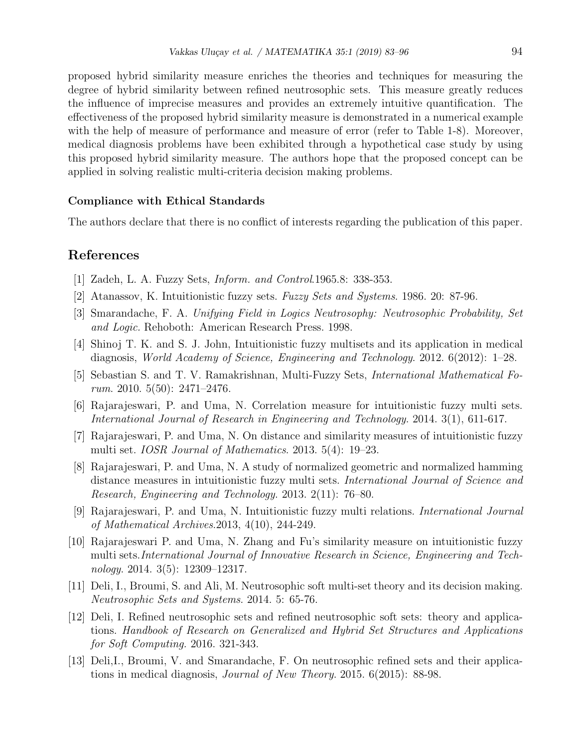proposed hybrid similarity measure enriches the theories and techniques for measuring the degree of hybrid similarity between refined neutrosophic sets. This measure greatly reduces the influence of imprecise measures and provides an extremely intuitive quantification. The effectiveness of the proposed hybrid similarity measure is demonstrated in a numerical example with the help of measure of performance and measure of error (refer to Table 1-8). Moreover, medical diagnosis problems have been exhibited through a hypothetical case study by using this proposed hybrid similarity measure. The authors hope that the proposed concept can be applied in solving realistic multi-criteria decision making problems.

### Compliance with Ethical Standards

The authors declare that there is no conflict of interests regarding the publication of this paper.

## References

[1] Zadeh, L. A. Fuzzy Sets, *Inform. and Control*.1965.8: 338-353.

[2] Atanassov, K. Intuitionistic fuzzy sets. *Fuzzy Sets and Systems*. 1986. 20: 87-96.

[3] Smarandache, F. A. *Unifying Field in Logics Neutrosophy: Neutrosophic Probability, Set and Logic.* Rehoboth: American Research Press. 1998.

[4] Shinoj T. K. and S. J. John, Intuitionistic fuzzy multisets and its application in medical diagnosis, *World Academy of Science, Engineering and Technology*. 2012. 6(2012): 1–28.

[5] Sebastian S. and T. V. Ramakrishnan, Multi-Fuzzy Sets, *International Mathematical Forum*. 2010. 5(50): 2471–2476.

[6] Rajarajeswari, P. and Uma, N. Correlation measure for intuitionistic fuzzy multi sets. *International Journal of Research in Engineering and Technology*. 2014. 3(1), 611-617.

[7] Rajarajeswari, P. and Uma, N. On distance and similarity measures of intuitionistic fuzzy multi set. *IOSR Journal of Mathematics*. 2013. 5(4): 19–23.

[8] Rajarajeswari, P. and Uma, N. A study of normalized geometric and normalized hamming distance measures in intuitionistic fuzzy multi sets. *International Journal of Science and Research, Engineering and Technology*. 2013. 2(11): 76–80.

[9] Rajarajeswari, P. and Uma, N. Intuitionistic fuzzy multi relations. *International Journal of Mathematical Archives*.2013, 4(10), 244-249.

[10] Rajarajeswari P. and Uma, N. Zhang and Fu's similarity measure on intuitionistic fuzzy multi sets.*International Journal of Innovative Research in Science, Engineering and Technology*. 2014. 3(5): 12309–12317.

[11] Deli, I., Broumi, S. and Ali, M. Neutrosophic soft multi-set theory and its decision making. *Neutrosophic Sets and Systems*. 2014. 5: 65-76.

[12] Deli, I. Refined neutrosophic sets and refined neutrosophic soft sets: theory and applications. *Handbook of Research on Generalized and Hybrid Set Structures and Applications for Soft Computing.* 2016. 321-343.

[13] Deli,I., Broumi, V. and Smarandache, F. On neutrosophic refined sets and their applications in medical diagnosis, *Journal of New Theory*. 2015. 6(2015): 88-98.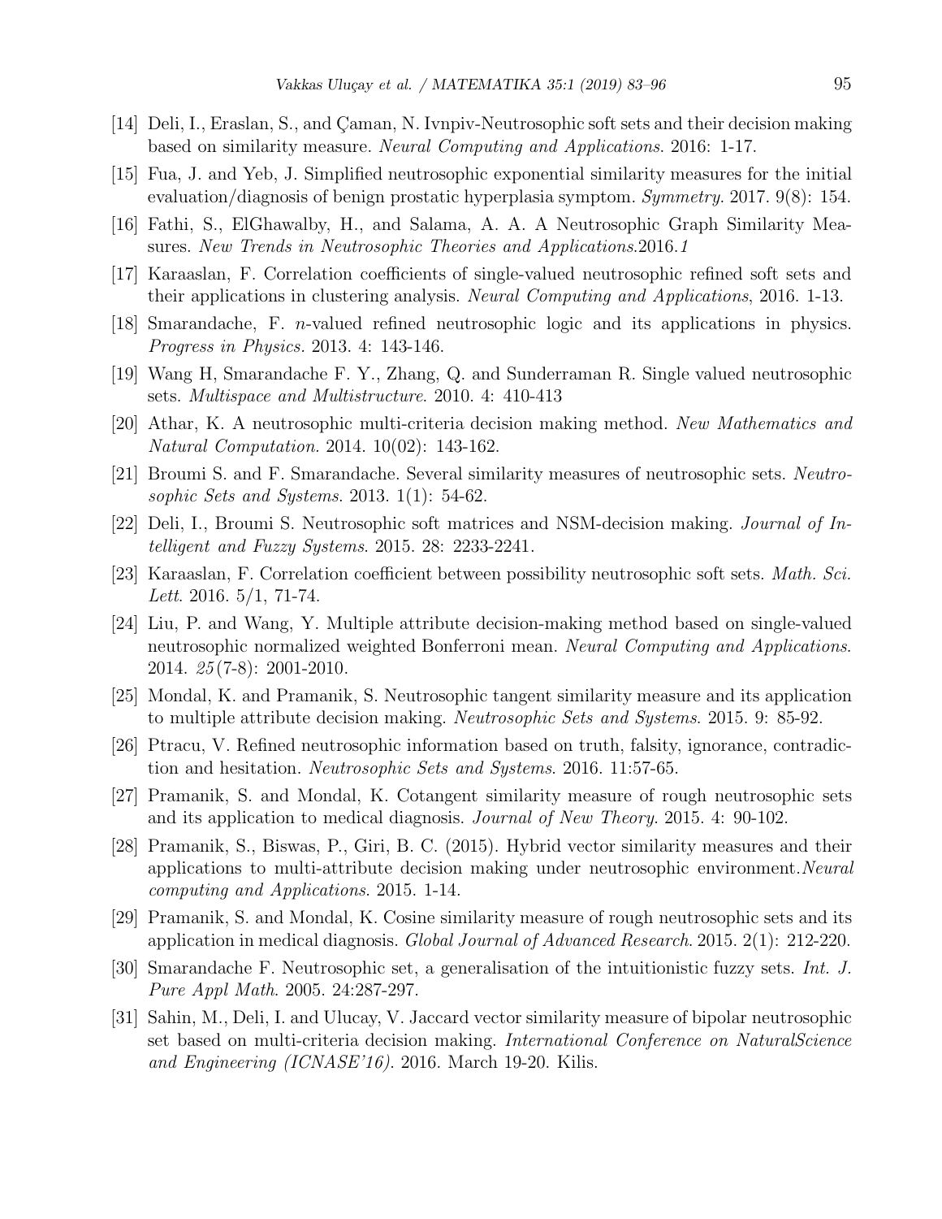[14] Deli, I., Eraslan, S., and Çaman, N. Ivnpiv-Neutrosophic soft sets and their decision making based on similarity measure. *Neural Computing and Applications*. 2016: 1-17.

[15] Fua, J. and Yeb, J. Simplified neutrosophic exponential similarity measures for the initial evaluation/diagnosis of benign prostatic hyperplasia symptom. *Symmetry*. 2017. 9(8): 154.

[16] Fathi, S., ElGhawalby, H., and Salama, A. A. A Neutrosophic Graph Similarity Measures. *New Trends in Neutrosophic Theories and Applications*.2016.*1*

[17] Karaaslan, F. Correlation coefficients of single-valued neutrosophic refined soft sets and their applications in clustering analysis. *Neural Computing and Applications*, 2016. 1-13.

[18] Smarandache, F. $n$-valued refined neutrosophic logic and its applications in physics. *Progress in Physics*. 2013. 4: 143-146.

[19] Wang H, Smarandache F. Y., Zhang, Q. and Sunderraman R. Single valued neutrosophic sets. *Multispace and Multistructure*. 2010. 4: 410-413

[20] Athar, K. A neutrosophic multi-criteria decision making method. *New Mathematics and Natural Computation*. 2014. 10(02): 143-162.

[21] Broumi S. and F. Smarandache. Several similarity measures of neutrosophic sets. *Neutrosophic Sets and Systems*. 2013. 1(1): 54-62.

[22] Deli, I., Broumi S. Neutrosophic soft matrices and NSM-decision making. *Journal of Intelligent and Fuzzy Systems*. 2015. 28: 2233-2241.

[23] Karaaslan, F. Correlation coefficient between possibility neutrosophic soft sets. *Math. Sci. Lett*. 2016. 5/1, 71-74.

[24] Liu, P. and Wang, Y. Multiple attribute decision-making method based on single-valued neutrosophic normalized weighted Bonferroni mean. *Neural Computing and Applications*. 2014. *25*(7-8): 2001-2010.

[25] Mondal, K. and Pramanik, S. Neutrosophic tangent similarity measure and its application to multiple attribute decision making. *Neutrosophic Sets and Systems*. 2015. 9: 85-92.

[26] Ptracu, V. Refined neutrosophic information based on truth, falsity, ignorance, contradiction and hesitation. *Neutrosophic Sets and Systems*. 2016. 11:57-65.

[27] Pramanik, S. and Mondal, K. Cotangent similarity measure of rough neutrosophic sets and its application to medical diagnosis. *Journal of New Theory*. 2015. 4: 90-102.

[28] Pramanik, S., Biswas, P., Giri, B. C. (2015). Hybrid vector similarity measures and their applications to multi-attribute decision making under neutrosophic environment.*Neural computing and Applications*. 2015. 1-14.

[29] Pramanik, S. and Mondal, K. Cosine similarity measure of rough neutrosophic sets and its application in medical diagnosis. *Global Journal of Advanced Research*. 2015. 2(1): 212-220.

[30] Smarandache F. Neutrosophic set, a generalisation of the intuitionistic fuzzy sets. *Int. J. Pure Appl Math*. 2005. 24:287-297.

[31] Sahin, M., Deli, I. and Ulucay, V. Jaccard vector similarity measure of bipolar neutrosophic set based on multi-criteria decision making. *International Conference on NaturalScience and Engineering (ICNASE'16)*. 2016. March 19-20. Kilis.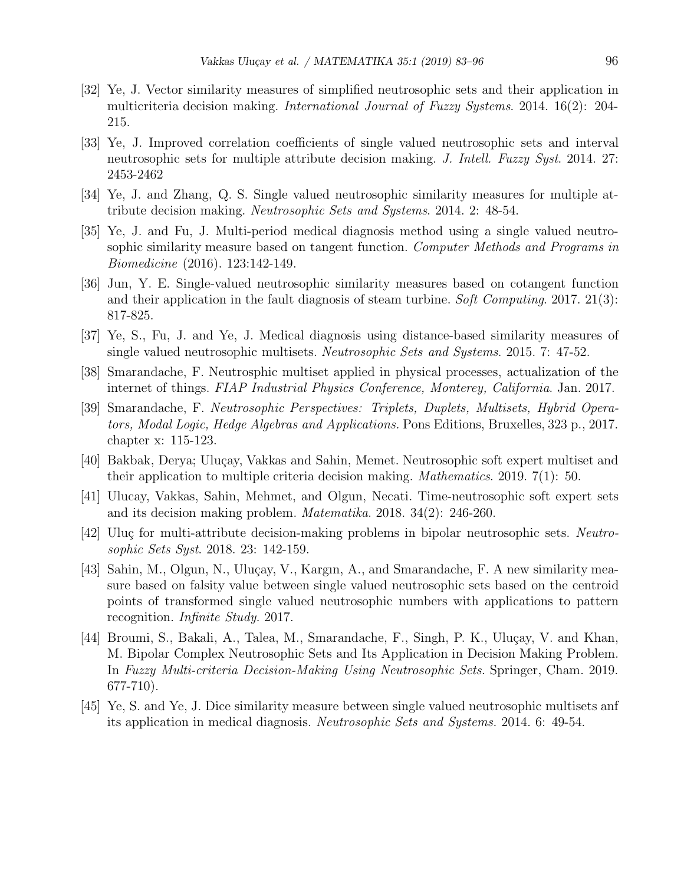[32] Ye, J. Vector similarity measures of simplified neutrosophic sets and their application in multicriteria decision making. *International Journal of Fuzzy Systems*. 2014. 16(2): 204-215.

[33] Ye, J. Improved correlation coefficients of single valued neutrosophic sets and interval neutrosophic sets for multiple attribute decision making. *J. Intell. Fuzzy Syst*. 2014. 27: 2453-2462

[34] Ye, J. and Zhang, Q. S. Single valued neutrosophic similarity measures for multiple attribute decision making. *Neutrosophic Sets and Systems*. 2014. 2: 48-54.

[35] Ye, J. and Fu, J. Multi-period medical diagnosis method using a single valued neutrosophic similarity measure based on tangent function. *Computer Methods and Programs in Biomedicine* (2016). 123:142-149.

[36] Jun, Y. E. Single-valued neutrosophic similarity measures based on cotangent function and their application in the fault diagnosis of steam turbine. *Soft Computing*. 2017. 21(3): 817-825.

[37] Ye, S., Fu, J. and Ye, J. Medical diagnosis using distance-based similarity measures of single valued neutrosophic multisets. *Neutrosophic Sets and Systems*. 2015. 7: 47-52.

[38] Smarandache, F. Neutrosphic multiset applied in physical processes, actualization of the internet of things. *FIAP Industrial Physics Conference, Monterey, California*. Jan. 2017.

[39] Smarandache, F. *Neutrosophic Perspectives: Triplets, Duplets, Multisets, Hybrid Operators, Modal Logic, Hedge Algebras and Applications.* Pons Editions, Bruxelles, 323 p., 2017. chapter x: 115-123.

[40] Bakbak, Derya; Uluçay, Vakkas and Sahin, Memet. Neutrosophic soft expert multiset and their application to multiple criteria decision making. *Mathematics*. 2019. 7(1): 50.

[41] Ulucay, Vakkas, Sahin, Mehmet, and Olgun, Necati. Time-neutrosophic soft expert sets and its decision making problem. *Matematika*. 2018. 34(2): 246-260.

[42] Uluç for multi-attribute decision-making problems in bipolar neutrosophic sets. *Neutrosophic Sets Syst*. 2018. 23: 142-159.

[43] Sahin, M., Olgun, N., Uluçay, V., Kargın, A., and Smarandache, F. A new similarity measure based on falsity value between single valued neutrosophic sets based on the centroid points of transformed single valued neutrosophic numbers with applications to pattern recognition. *Infinite Study*. 2017.

[44] Broumi, S., Bakali, A., Talea, M., Smarandache, F., Singh, P. K., Uluçay, V. and Khan, M. Bipolar Complex Neutrosophic Sets and Its Application in Decision Making Problem. In *Fuzzy Multi-criteria Decision-Making Using Neutrosophic Sets*. Springer, Cham. 2019. 677-710).

[45] Ye, S. and Ye, J. Dice similarity measure between single valued neutrosophic multisets anf its application in medical diagnosis. *Neutrosophic Sets and Systems.* 2014. 6: 49-54.